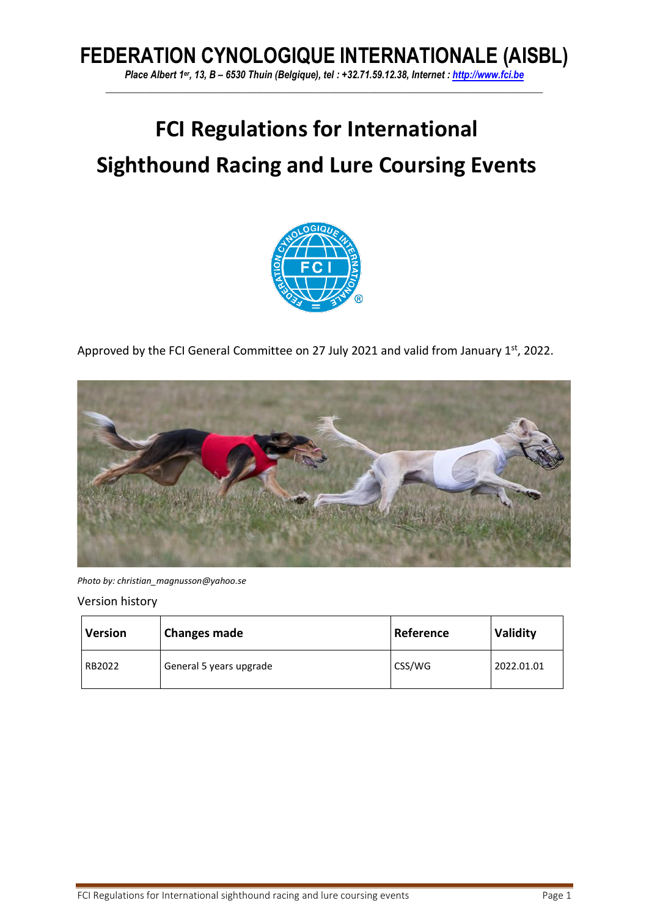# FEDERATION CYNOLOGIQUE INTERNATIONALE (AISBL)

*Place Albert 1er, 13, B – 6530 Thuin (Belgique), tel : +32.71.59.12.38, Internet : http://www.fci.be*

# FCI Regulations for International Sighthound Racing and Lure Coursing Events

Approved by the FCI General Committee on 27 July 2021 and valid from January 1st, 2022.

*Photo by: christian_magnusson@yahoo.se*

Version history

| Version | Changes made | Reference | Validity |
|---|---|---|---|
| RB2022 | General 5 years upgrade | CSS/WG | 2022.01.01 |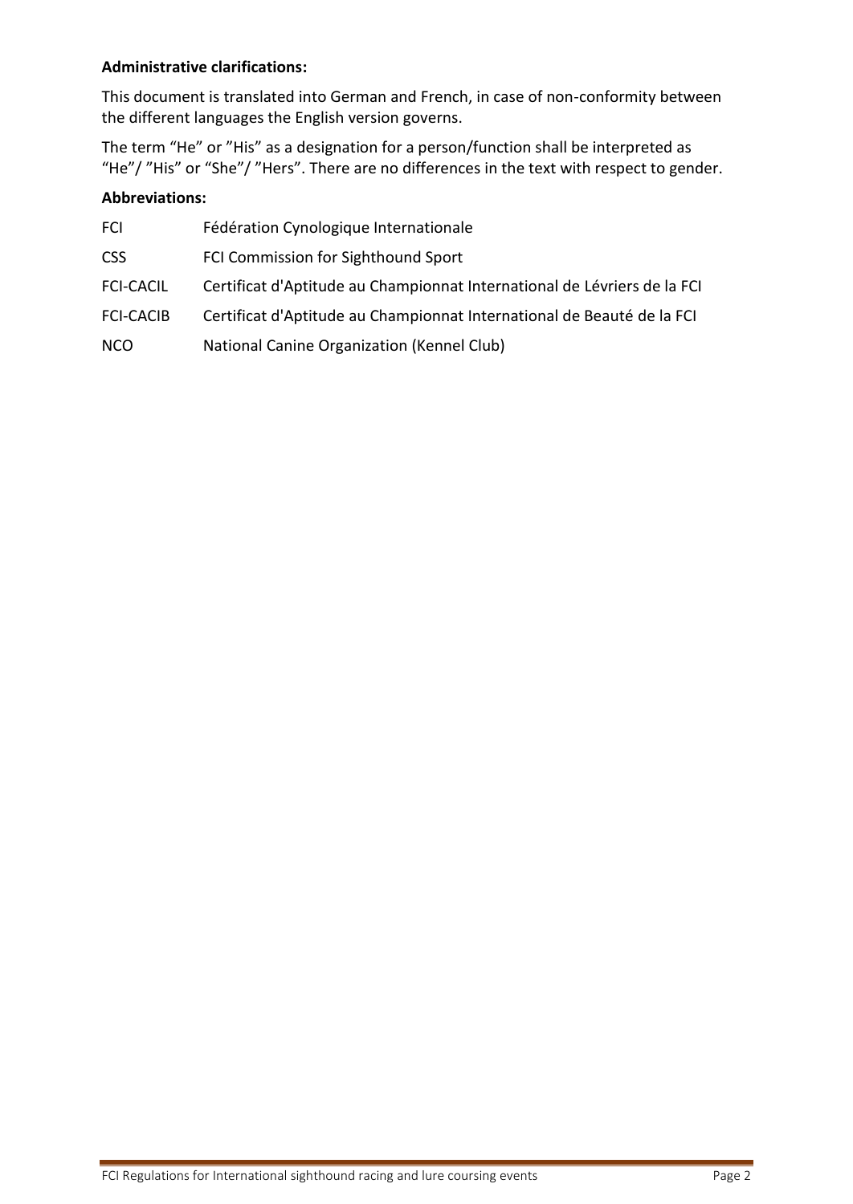**Administrative clarifications:**

This document is translated into German and French, in case of non-conformity between the different languages the English version governs.

The term "He" or "His" as a designation for a person/function shall be interpreted as "He"/ "His" or "She"/ "Hers". There are no differences in the text with respect to gender.

**Abbreviations:**

| | |
|---|---|
| FCI | Fédération Cynologique Internationale |
| CSS | FCI Commission for Sighthound Sport |
| FCI-CACIL | Certificat d'Aptitude au Championnat International de Lévriers de la FCI |
| FCI-CACIB | Certificat d'Aptitude au Championnat International de Beauté de la FCI |
| NCO | National Canine Organization (Kennel Club) |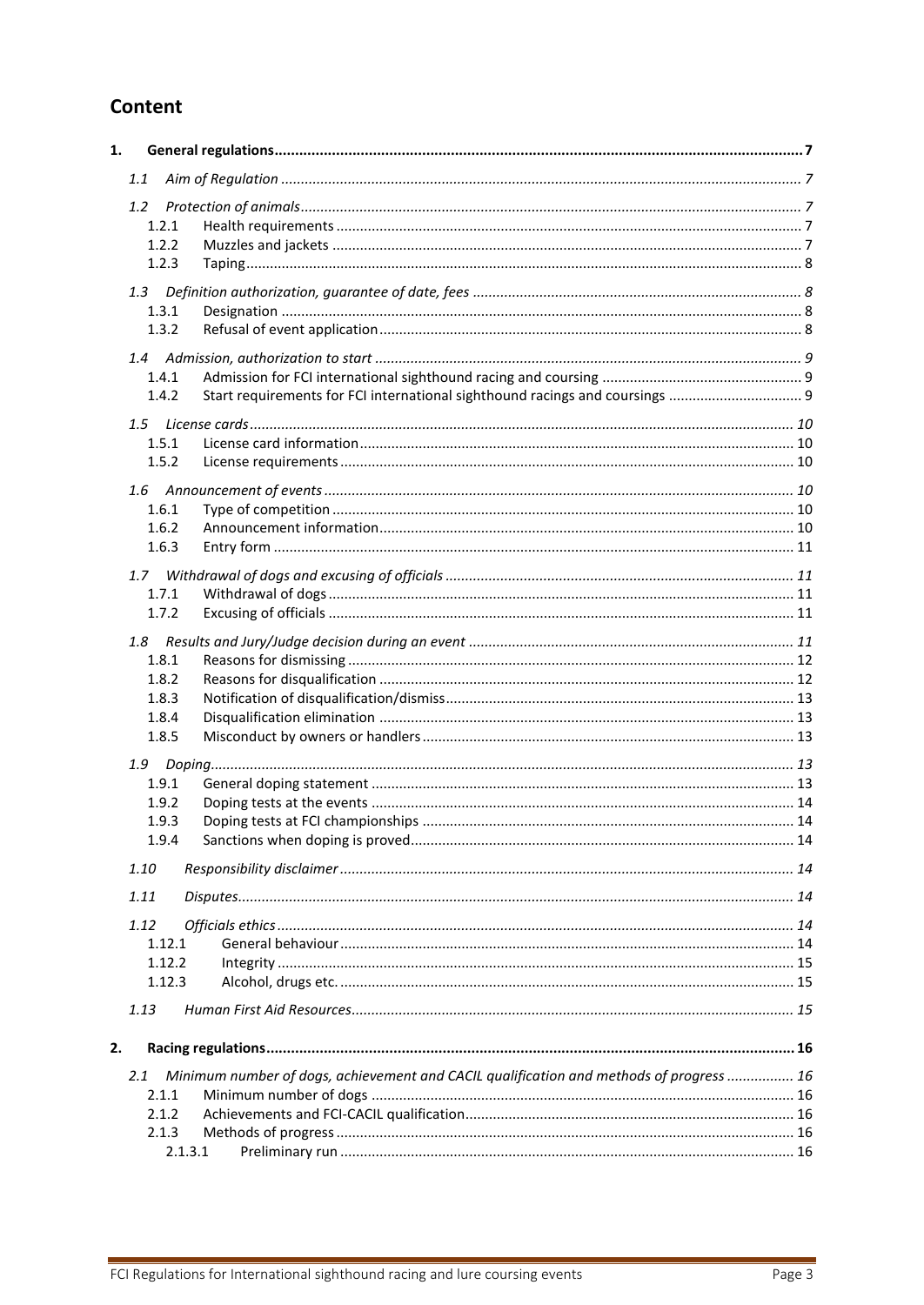# Content

**1. General regulations** ..... **7**

*1.1 Aim of Regulation* ..... *7*

*1.2 Protection of animals* ..... *7*

- 1.2.1 Health requirements ..... 7
- 1.2.2 Muzzles and jackets ..... 7
- 1.2.3 Taping ..... 8

*1.3 Definition authorization, guarantee of date, fees* ..... *8*

- 1.3.1 Designation ..... 8
- 1.3.2 Refusal of event application ..... 8

*1.4 Admission, authorization to start* ..... *9*

- 1.4.1 Admission for FCI international sighthound racing and coursing ..... 9
- 1.4.2 Start requirements for FCI international sighthound racings and coursings ..... 9

*1.5 License cards* ..... *10*

- 1.5.1 License card information ..... 10
- 1.5.2 License requirements ..... 10

*1.6 Announcement of events* ..... *10*

- 1.6.1 Type of competition ..... 10
- 1.6.2 Announcement information ..... 10
- 1.6.3 Entry form ..... 11

*1.7 Withdrawal of dogs and excusing of officials* ..... *11*

- 1.7.1 Withdrawal of dogs ..... 11
- 1.7.2 Excusing of officials ..... 11

*1.8 Results and Jury/Judge decision during an event* ..... *11*

- 1.8.1 Reasons for dismissing ..... 12
- 1.8.2 Reasons for disqualification ..... 12
- 1.8.3 Notification of disqualification/dismiss ..... 13
- 1.8.4 Disqualification elimination ..... 13
- 1.8.5 Misconduct by owners or handlers ..... 13

*1.9 Doping* ..... *13*

- 1.9.1 General doping statement ..... 13
- 1.9.2 Doping tests at the events ..... 14
- 1.9.3 Doping tests at FCI championships ..... 14
- 1.9.4 Sanctions when doping is proved ..... 14

*1.10 Responsibility disclaimer* ..... *14*

*1.11 Disputes* ..... *14*

*1.12 Officials ethics* ..... *14*

- 1.12.1 General behaviour ..... 14
- 1.12.2 Integrity ..... 15
- 1.12.3 Alcohol, drugs etc. ..... 15

*1.13 Human First Aid Resources* ..... *15*

**2. Racing regulations** ..... **16**

*2.1 Minimum number of dogs, achievement and CACIL qualification and methods of progress* ..... *16*

- 2.1.1 Minimum number of dogs ..... 16
- 2.1.2 Achievements and FCI-CACIL qualification ..... 16
- 2.1.3 Methods of progress ..... 16
  - 2.1.3.1 Preliminary run ..... 16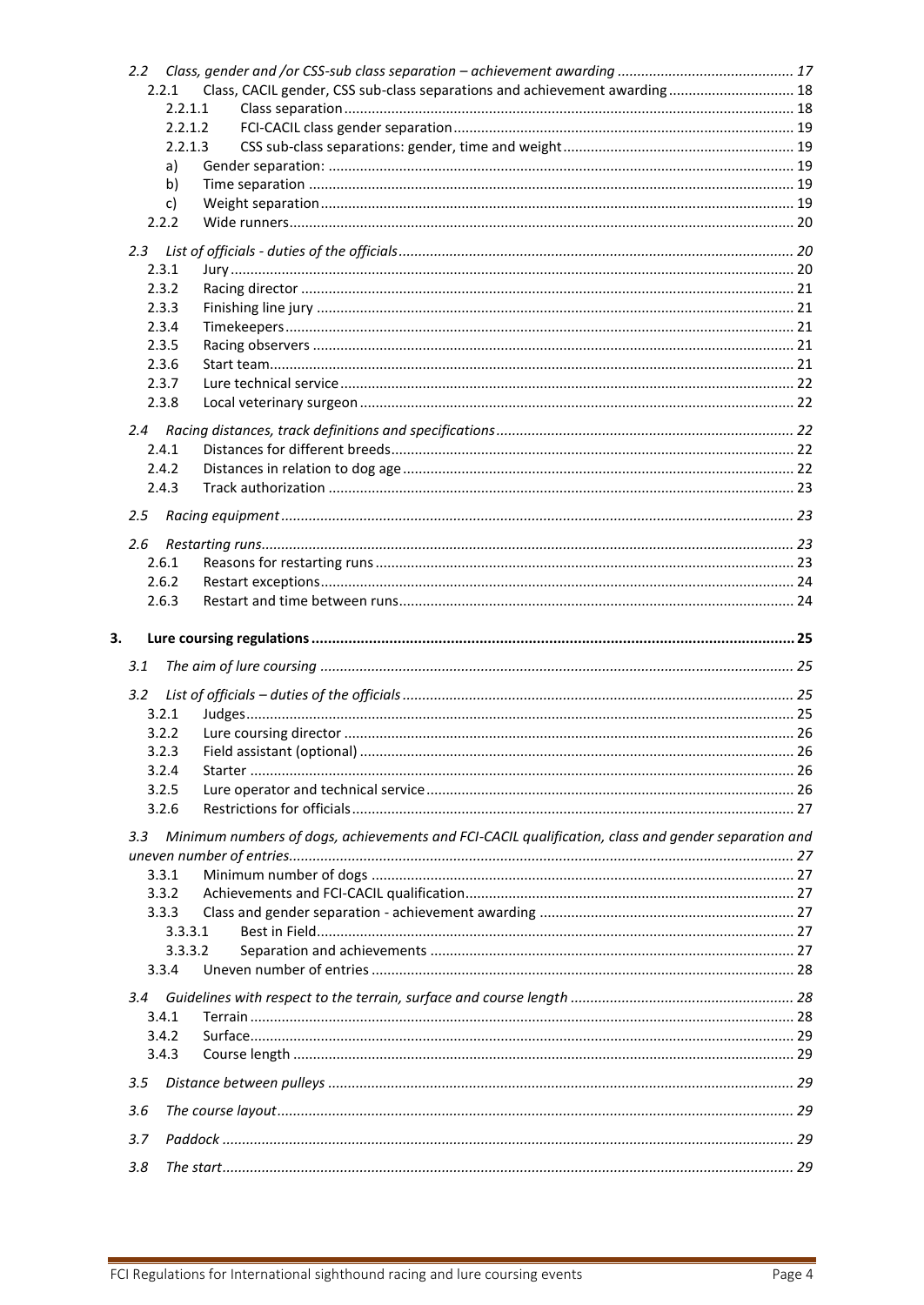*2.2 Class, gender and /or CSS-sub class separation – achievement awarding* ............................................ *17*

2.2.1 Class, CACIL gender, CSS sub-class separations and achievement awarding ............................... 18

2.2.1.1 Class separation ................................................................................................................. 18

2.2.1.2 FCI-CACIL class gender separation ...................................................................................... 19

2.2.1.3 CSS sub-class separations: gender, time and weight ............................................................ 19

a) Gender separation: ................................................................................................................ 19

b) Time separation .................................................................................................................... 19

c) Weight separation .................................................................................................................. 19

2.2.2 Wide runners ......................................................................................................................... 20

*2.3 List of officials - duties of the officials* ..................................................................................... *20*

2.3.1 Jury ....................................................................................................................................... 20

2.3.2 Racing director ...................................................................................................................... 21

2.3.3 Finishing line jury .................................................................................................................. 21

2.3.4 Timekeepers .......................................................................................................................... 21

2.3.5 Racing observers ................................................................................................................... 21

2.3.6 Start team .............................................................................................................................. 21

2.3.7 Lure technical service ............................................................................................................ 22

2.3.8 Local veterinary surgeon ........................................................................................................ 22

*2.4 Racing distances, track definitions and specifications* ............................................................. *22*

2.4.1 Distances for different breeds ................................................................................................ 22

2.4.2 Distances in relation to dog age ............................................................................................. 22

2.4.3 Track authorization ................................................................................................................ 23

*2.5 Racing equipment* ................................................................................................................... *23*

*2.6 Restarting runs* ....................................................................................................................... *23*

2.6.1 Reasons for restarting runs .................................................................................................... 23

2.6.2 Restart exceptions .................................................................................................................. 24

2.6.3 Restart and time between runs ............................................................................................... 24

**3. Lure coursing regulations** ......................................................................................................... **25**

*3.1 The aim of lure coursing* .......................................................................................................... *25*

*3.2 List of officials – duties of the officials* ..................................................................................... *25*

3.2.1 Judges .................................................................................................................................... 25

3.2.2 Lure coursing director ............................................................................................................ 26

3.2.3 Field assistant (optional) ........................................................................................................ 26

3.2.4 Starter .................................................................................................................................... 26

3.2.5 Lure operator and technical service ........................................................................................ 26

3.2.6 Restrictions for officials ......................................................................................................... 27

*3.3 Minimum numbers of dogs, achievements and FCI-CACIL qualification, class and gender separation and uneven number of entries* .............................................................................................................. *27*

3.3.1 Minimum number of dogs ...................................................................................................... 27

3.3.2 Achievements and FCI-CACIL qualification ............................................................................. 27

3.3.3 Class and gender separation - achievement awarding ............................................................ 27

3.3.3.1 Best in Field ....................................................................................................................... 27

3.3.3.2 Separation and achievements ............................................................................................. 27

3.3.4 Uneven number of entries ...................................................................................................... 28

*3.4 Guidelines with respect to the terrain, surface and course length* ............................................. *28*

3.4.1 Terrain ................................................................................................................................... 28

3.4.2 Surface ................................................................................................................................... 29

3.4.3 Course length ......................................................................................................................... 29

*3.5 Distance between pulleys* ........................................................................................................ *29*

*3.6 The course layout* .................................................................................................................... *29*

*3.7 Paddock* .................................................................................................................................. *29*

*3.8 The start* ................................................................................................................................. *29*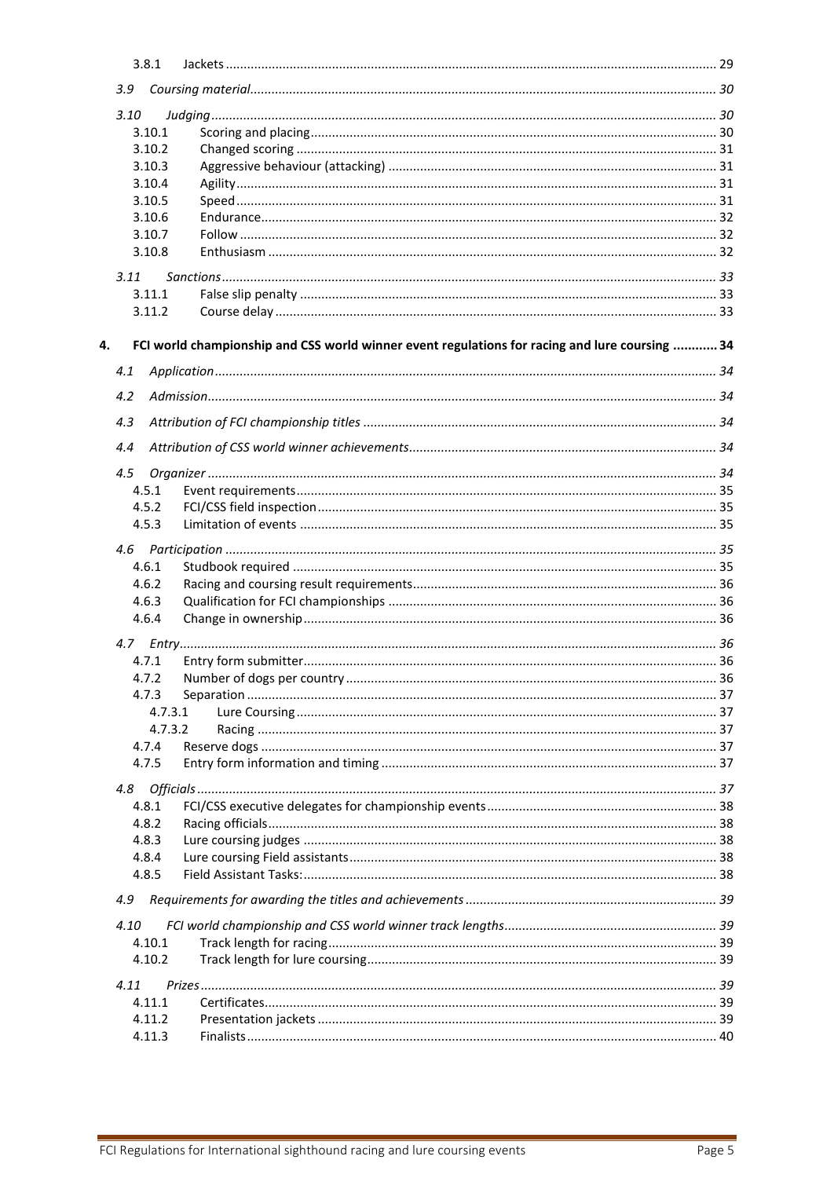3.8.1 Jackets ... 29

*3.9 Coursing material* ... 30

*3.10 Judging* ... 30

3.10.1 Scoring and placing ... 30
3.10.2 Changed scoring ... 31
3.10.3 Aggressive behaviour (attacking) ... 31
3.10.4 Agility ... 31
3.10.5 Speed ... 31
3.10.6 Endurance ... 32
3.10.7 Follow ... 32
3.10.8 Enthusiasm ... 32

*3.11 Sanctions* ... 33

3.11.1 False slip penalty ... 33
3.11.2 Course delay ... 33

**4. FCI world championship and CSS world winner event regulations for racing and lure coursing ... 34**

*4.1 Application* ... 34

*4.2 Admission* ... 34

*4.3 Attribution of FCI championship titles* ... 34

*4.4 Attribution of CSS world winner achievements* ... 34

*4.5 Organizer* ... 34

4.5.1 Event requirements ... 35
4.5.2 FCI/CSS field inspection ... 35
4.5.3 Limitation of events ... 35

*4.6 Participation* ... 35

4.6.1 Studbook required ... 35
4.6.2 Racing and coursing result requirements ... 36
4.6.3 Qualification for FCI championships ... 36
4.6.4 Change in ownership ... 36

*4.7 Entry* ... 36

4.7.1 Entry form submitter ... 36
4.7.2 Number of dogs per country ... 36
4.7.3 Separation ... 37
4.7.3.1 Lure Coursing ... 37
4.7.3.2 Racing ... 37
4.7.4 Reserve dogs ... 37
4.7.5 Entry form information and timing ... 37

*4.8 Officials* ... 37

4.8.1 FCI/CSS executive delegates for championship events ... 38
4.8.2 Racing officials ... 38
4.8.3 Lure coursing judges ... 38
4.8.4 Lure coursing Field assistants ... 38
4.8.5 Field Assistant Tasks: ... 38

*4.9 Requirements for awarding the titles and achievements* ... 39

*4.10 FCI world championship and CSS world winner track lengths* ... 39

4.10.1 Track length for racing ... 39
4.10.2 Track length for lure coursing ... 39

*4.11 Prizes* ... 39

4.11.1 Certificates ... 39
4.11.2 Presentation jackets ... 39
4.11.3 Finalists ... 40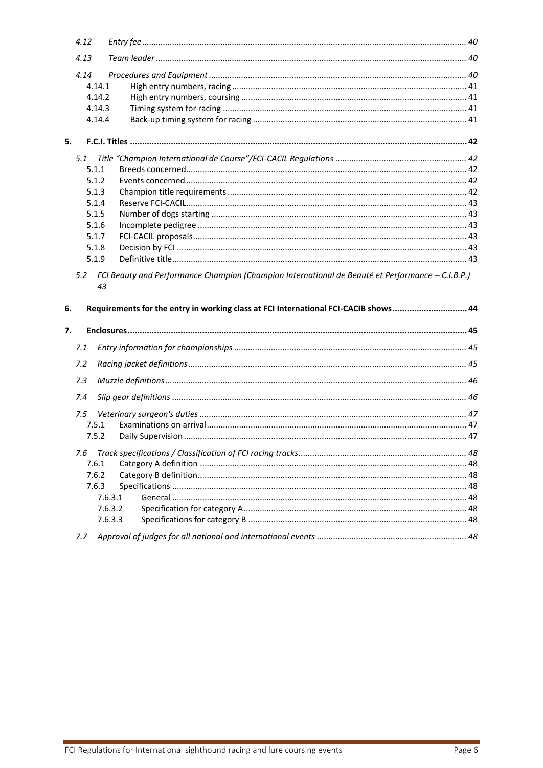4.12 *Entry fee* ............................................................................................................................................ 40

4.13 *Team leader* ...................................................................................................................................... 40

4.14 *Procedures and Equipment* ............................................................................................................... 40

- 4.14.1 High entry numbers, racing ..................................................................................................... 41
- 4.14.2 High entry numbers, coursing ................................................................................................. 41
- 4.14.3 Timing system for racing ......................................................................................................... 41
- 4.14.4 Back-up timing system for racing ............................................................................................ 41

**5. F.C.I. Titles ........................................................................................................................................... 42**

5.1 *Title “Champion International de Course”/FCI-CACIL Regulations* ........................................................ 42

- 5.1.1 Breeds concerned......................................................................................................................... 42
- 5.1.2 Events concerned ......................................................................................................................... 42
- 5.1.3 Champion title requirements ....................................................................................................... 42
- 5.1.4 Reserve FCI-CACIL......................................................................................................................... 43
- 5.1.5 Number of dogs starting .............................................................................................................. 43
- 5.1.6 Incomplete pedigree .................................................................................................................... 43
- 5.1.7 FCI-CACIL proposals...................................................................................................................... 43
- 5.1.8 Decision by FCI ............................................................................................................................. 43
- 5.1.9 Definitive title............................................................................................................................... 43

5.2 *FCI Beauty and Performance Champion (Champion International de Beauté et Performance – C.I.B.P.)* 43

**6. Requirements for the entry in working class at FCI International FCI-CACIB shows.............................. 44**

**7. Enclosures............................................................................................................................................. 45**

7.1 *Entry information for championships* .................................................................................................... 45

7.2 *Racing jacket definitions* ........................................................................................................................ 45

7.3 *Muzzle definitions* .................................................................................................................................. 46

7.4 *Slip gear definitions* ............................................................................................................................... 46

7.5 *Veterinary surgeon's duties* ................................................................................................................... 47

- 7.5.1 Examinations on arrival................................................................................................................ 47
- 7.5.2 Daily Supervision .......................................................................................................................... 47

7.6 *Track specifications / Classification of FCI racing tracks* ......................................................................... 48

- 7.6.1 Category A definition ................................................................................................................... 48
- 7.6.2 Category B definition.................................................................................................................... 48
- 7.6.3 Specifications ............................................................................................................................... 48
  - 7.6.3.1 General ............................................................................................................................... 48
  - 7.6.3.2 Specification for category A................................................................................................. 48
  - 7.6.3.3 Specifications for category B ............................................................................................... 48

7.7 *Approval of judges for all national and international events* ................................................................. 48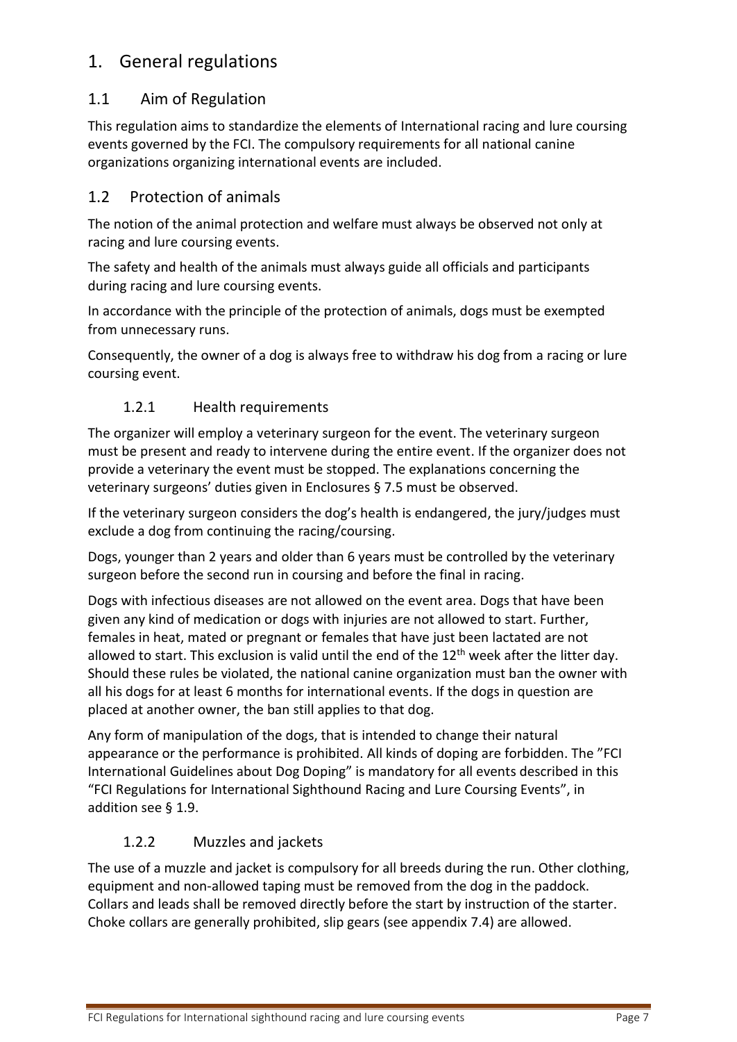# 1. General regulations

## 1.1 Aim of Regulation

This regulation aims to standardize the elements of International racing and lure coursing events governed by the FCI. The compulsory requirements for all national canine organizations organizing international events are included.

## 1.2 Protection of animals

The notion of the animal protection and welfare must always be observed not only at racing and lure coursing events.

The safety and health of the animals must always guide all officials and participants during racing and lure coursing events.

In accordance with the principle of the protection of animals, dogs must be exempted from unnecessary runs.

Consequently, the owner of a dog is always free to withdraw his dog from a racing or lure coursing event.

### 1.2.1 Health requirements

The organizer will employ a veterinary surgeon for the event. The veterinary surgeon must be present and ready to intervene during the entire event. If the organizer does not provide a veterinary the event must be stopped. The explanations concerning the veterinary surgeons' duties given in Enclosures § 7.5 must be observed.

If the veterinary surgeon considers the dog's health is endangered, the jury/judges must exclude a dog from continuing the racing/coursing.

Dogs, younger than 2 years and older than 6 years must be controlled by the veterinary surgeon before the second run in coursing and before the final in racing.

Dogs with infectious diseases are not allowed on the event area. Dogs that have been given any kind of medication or dogs with injuries are not allowed to start. Further, females in heat, mated or pregnant or females that have just been lactated are not allowed to start. This exclusion is valid until the end of the 12th week after the litter day. Should these rules be violated, the national canine organization must ban the owner with all his dogs for at least 6 months for international events. If the dogs in question are placed at another owner, the ban still applies to that dog.

Any form of manipulation of the dogs, that is intended to change their natural appearance or the performance is prohibited. All kinds of doping are forbidden. The "FCI International Guidelines about Dog Doping" is mandatory for all events described in this "FCI Regulations for International Sighthound Racing and Lure Coursing Events", in addition see § 1.9.

### 1.2.2 Muzzles and jackets

The use of a muzzle and jacket is compulsory for all breeds during the run. Other clothing, equipment and non-allowed taping must be removed from the dog in the paddock. Collars and leads shall be removed directly before the start by instruction of the starter. Choke collars are generally prohibited, slip gears (see appendix 7.4) are allowed.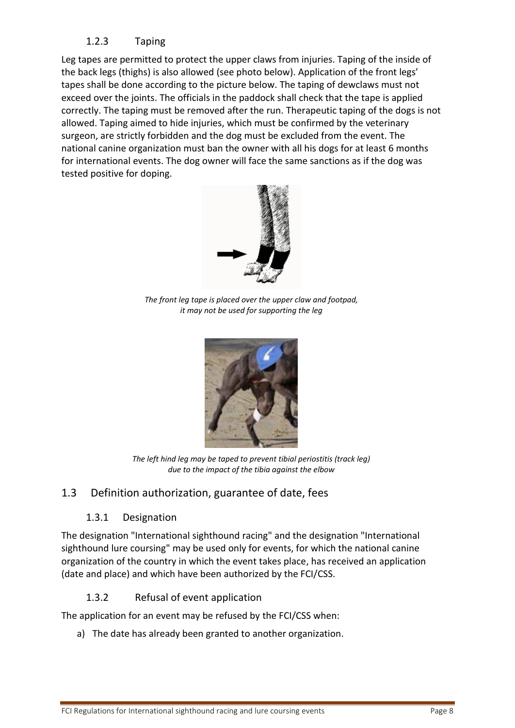### 1.2.3 Taping

Leg tapes are permitted to protect the upper claws from injuries. Taping of the inside of the back legs (thighs) is also allowed (see photo below). Application of the front legs' tapes shall be done according to the picture below. The taping of dewclaws must not exceed over the joints. The officials in the paddock shall check that the tape is applied correctly. The taping must be removed after the run. Therapeutic taping of the dogs is not allowed. Taping aimed to hide injuries, which must be confirmed by the veterinary surgeon, are strictly forbidden and the dog must be excluded from the event. The national canine organization must ban the owner with all his dogs for at least 6 months for international events. The dog owner will face the same sanctions as if the dog was tested positive for doping.

*The front leg tape is placed over the upper claw and footpad, it may not be used for supporting the leg*

*The left hind leg may be taped to prevent tibial periostitis (track leg) due to the impact of the tibia against the elbow*

## 1.3 Definition authorization, guarantee of date, fees

### 1.3.1 Designation

The designation "International sighthound racing" and the designation "International sighthound lure coursing" may be used only for events, for which the national canine organization of the country in which the event takes place, has received an application (date and place) and which have been authorized by the FCI/CSS.

### 1.3.2 Refusal of event application

The application for an event may be refused by the FCI/CSS when:

a) The date has already been granted to another organization.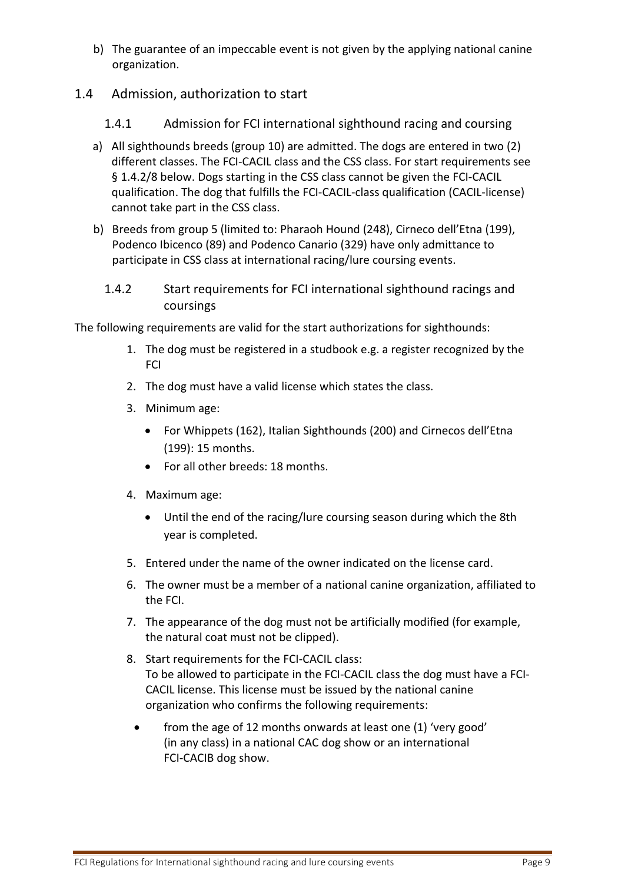b) The guarantee of an impeccable event is not given by the applying national canine organization.

## 1.4 Admission, authorization to start

### 1.4.1 Admission for FCI international sighthound racing and coursing

a) All sighthounds breeds (group 10) are admitted. The dogs are entered in two (2) different classes. The FCI-CACIL class and the CSS class. For start requirements see § 1.4.2/8 below. Dogs starting in the CSS class cannot be given the FCI-CACIL qualification. The dog that fulfills the FCI-CACIL-class qualification (CACIL-license) cannot take part in the CSS class.

b) Breeds from group 5 (limited to: Pharaoh Hound (248), Cirneco dell'Etna (199), Podenco Ibicenco (89) and Podenco Canario (329) have only admittance to participate in CSS class at international racing/lure coursing events.

### 1.4.2 Start requirements for FCI international sighthound racings and coursings

The following requirements are valid for the start authorizations for sighthounds:

1. The dog must be registered in a studbook e.g. a register recognized by the FCI
2. The dog must have a valid license which states the class.
3. Minimum age:
   - For Whippets (162), Italian Sighthounds (200) and Cirnecos dell'Etna (199): 15 months.
   - For all other breeds: 18 months.
4. Maximum age:
   - Until the end of the racing/lure coursing season during which the 8th year is completed.
5. Entered under the name of the owner indicated on the license card.
6. The owner must be a member of a national canine organization, affiliated to the FCI.
7. The appearance of the dog must not be artificially modified (for example, the natural coat must not be clipped).
8. Start requirements for the FCI-CACIL class:
   To be allowed to participate in the FCI-CACIL class the dog must have a FCI-CACIL license. This license must be issued by the national canine organization who confirms the following requirements:
   - from the age of 12 months onwards at least one (1) 'very good' (in any class) in a national CAC dog show or an international FCI-CACIB dog show.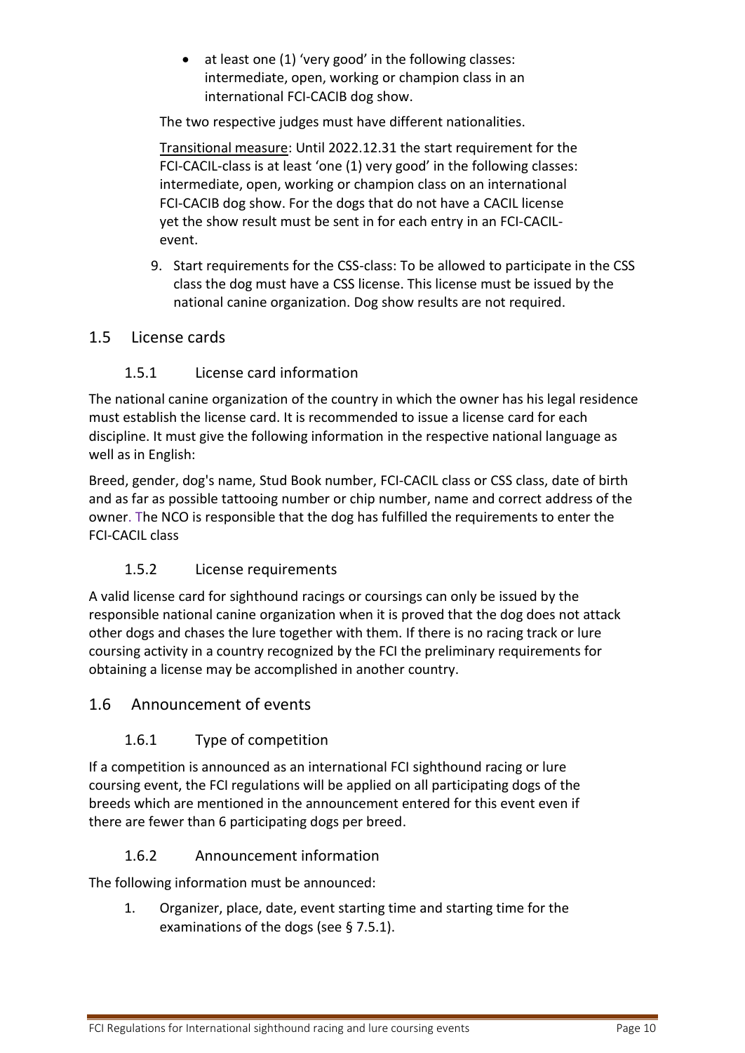- at least one (1) 'very good' in the following classes: intermediate, open, working or champion class in an international FCI-CACIB dog show.

The two respective judges must have different nationalities.

Transitional measure: Until 2022.12.31 the start requirement for the FCI-CACIL-class is at least 'one (1) very good' in the following classes: intermediate, open, working or champion class on an international FCI-CACIB dog show. For the dogs that do not have a CACIL license yet the show result must be sent in for each entry in an FCI-CACIL-event.

9. Start requirements for the CSS-class: To be allowed to participate in the CSS class the dog must have a CSS license. This license must be issued by the national canine organization. Dog show results are not required.

## 1.5 License cards

### 1.5.1 License card information

The national canine organization of the country in which the owner has his legal residence must establish the license card. It is recommended to issue a license card for each discipline. It must give the following information in the respective national language as well as in English:

Breed, gender, dog's name, Stud Book number, FCI-CACIL class or CSS class, date of birth and as far as possible tattooing number or chip number, name and correct address of the owner. The NCO is responsible that the dog has fulfilled the requirements to enter the FCI-CACIL class

### 1.5.2 License requirements

A valid license card for sighthound racings or coursings can only be issued by the responsible national canine organization when it is proved that the dog does not attack other dogs and chases the lure together with them. If there is no racing track or lure coursing activity in a country recognized by the FCI the preliminary requirements for obtaining a license may be accomplished in another country.

## 1.6 Announcement of events

### 1.6.1 Type of competition

If a competition is announced as an international FCI sighthound racing or lure coursing event, the FCI regulations will be applied on all participating dogs of the breeds which are mentioned in the announcement entered for this event even if there are fewer than 6 participating dogs per breed.

### 1.6.2 Announcement information

The following information must be announced:

1. Organizer, place, date, event starting time and starting time for the examinations of the dogs (see § 7.5.1).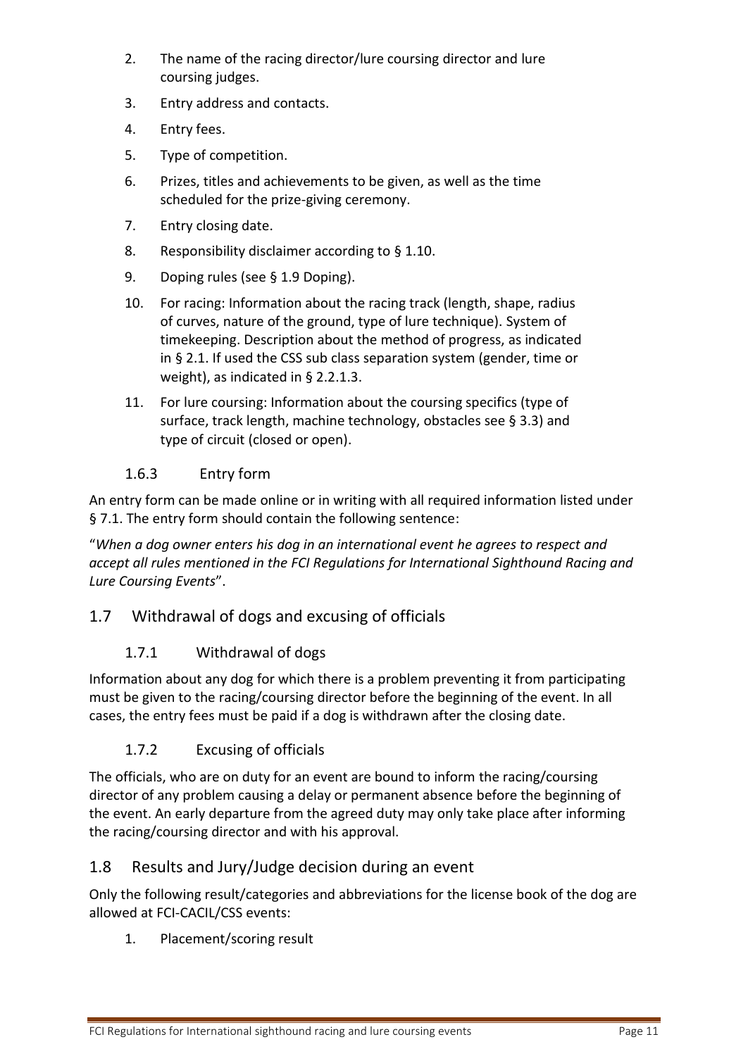2. The name of the racing director/lure coursing director and lure coursing judges.
3. Entry address and contacts.
4. Entry fees.
5. Type of competition.
6. Prizes, titles and achievements to be given, as well as the time scheduled for the prize-giving ceremony.
7. Entry closing date.
8. Responsibility disclaimer according to § 1.10.
9. Doping rules (see § 1.9 Doping).
10. For racing: Information about the racing track (length, shape, radius of curves, nature of the ground, type of lure technique). System of timekeeping. Description about the method of progress, as indicated in § 2.1. If used the CSS sub class separation system (gender, time or weight), as indicated in § 2.2.1.3.
11. For lure coursing: Information about the coursing specifics (type of surface, track length, machine technology, obstacles see § 3.3) and type of circuit (closed or open).

### 1.6.3 Entry form

An entry form can be made online or in writing with all required information listed under § 7.1. The entry form should contain the following sentence:

"*When a dog owner enters his dog in an international event he agrees to respect and accept all rules mentioned in the FCI Regulations for International Sighthound Racing and Lure Coursing Events*".

## 1.7 Withdrawal of dogs and excusing of officials

### 1.7.1 Withdrawal of dogs

Information about any dog for which there is a problem preventing it from participating must be given to the racing/coursing director before the beginning of the event. In all cases, the entry fees must be paid if a dog is withdrawn after the closing date.

### 1.7.2 Excusing of officials

The officials, who are on duty for an event are bound to inform the racing/coursing director of any problem causing a delay or permanent absence before the beginning of the event. An early departure from the agreed duty may only take place after informing the racing/coursing director and with his approval.

## 1.8 Results and Jury/Judge decision during an event

Only the following result/categories and abbreviations for the license book of the dog are allowed at FCI-CACIL/CSS events:

1. Placement/scoring result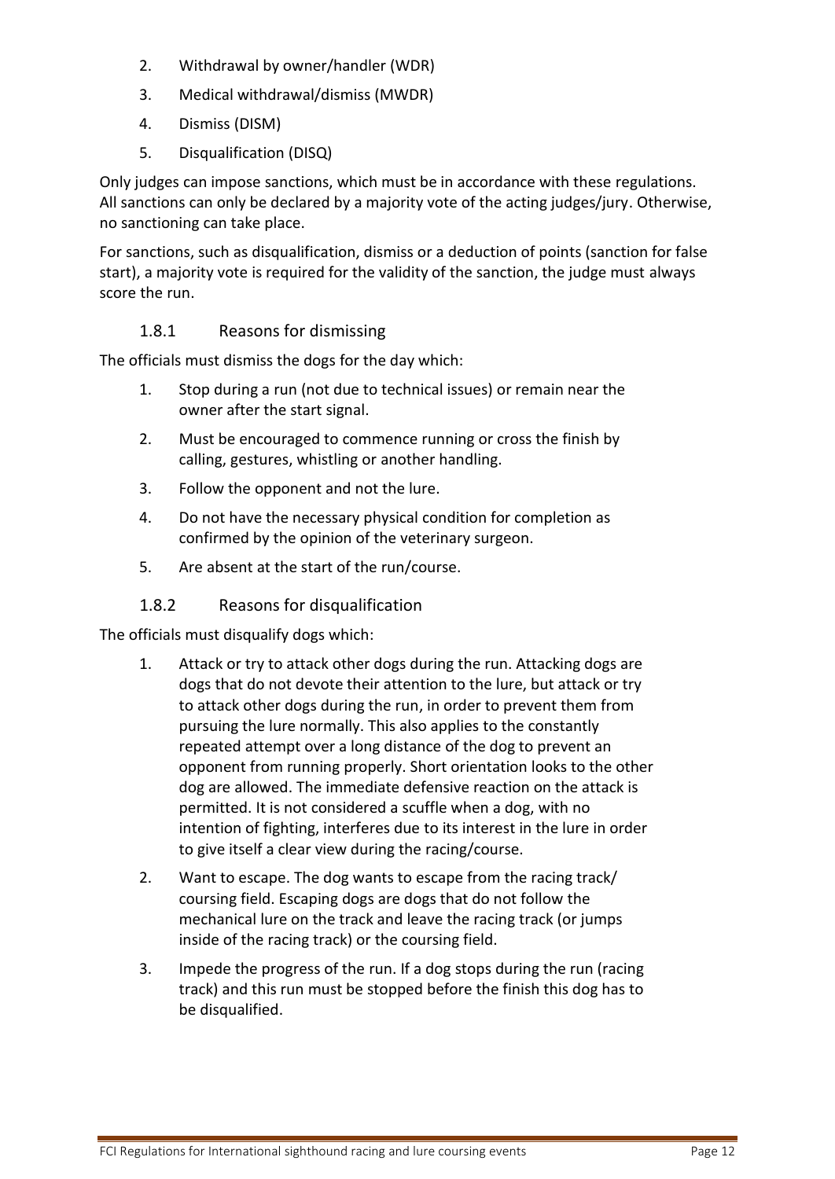2. Withdrawal by owner/handler (WDR)
3. Medical withdrawal/dismiss (MWDR)
4. Dismiss (DISM)
5. Disqualification (DISQ)

Only judges can impose sanctions, which must be in accordance with these regulations. All sanctions can only be declared by a majority vote of the acting judges/jury. Otherwise, no sanctioning can take place.

For sanctions, such as disqualification, dismiss or a deduction of points (sanction for false start), a majority vote is required for the validity of the sanction, the judge must always score the run.

### 1.8.1 Reasons for dismissing

The officials must dismiss the dogs for the day which:

1. Stop during a run (not due to technical issues) or remain near the owner after the start signal.
2. Must be encouraged to commence running or cross the finish by calling, gestures, whistling or another handling.
3. Follow the opponent and not the lure.
4. Do not have the necessary physical condition for completion as confirmed by the opinion of the veterinary surgeon.
5. Are absent at the start of the run/course.

### 1.8.2 Reasons for disqualification

The officials must disqualify dogs which:

1. Attack or try to attack other dogs during the run. Attacking dogs are dogs that do not devote their attention to the lure, but attack or try to attack other dogs during the run, in order to prevent them from pursuing the lure normally. This also applies to the constantly repeated attempt over a long distance of the dog to prevent an opponent from running properly. Short orientation looks to the other dog are allowed. The immediate defensive reaction on the attack is permitted. It is not considered a scuffle when a dog, with no intention of fighting, interferes due to its interest in the lure in order to give itself a clear view during the racing/course.
2. Want to escape. The dog wants to escape from the racing track/ coursing field. Escaping dogs are dogs that do not follow the mechanical lure on the track and leave the racing track (or jumps inside of the racing track) or the coursing field.
3. Impede the progress of the run. If a dog stops during the run (racing track) and this run must be stopped before the finish this dog has to be disqualified.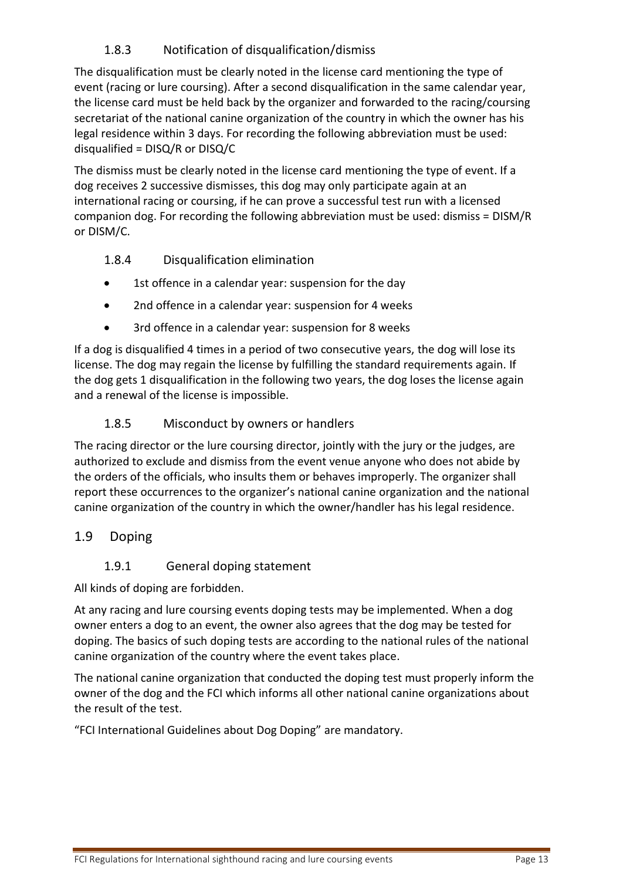### 1.8.3 Notification of disqualification/dismiss

The disqualification must be clearly noted in the license card mentioning the type of event (racing or lure coursing). After a second disqualification in the same calendar year, the license card must be held back by the organizer and forwarded to the racing/coursing secretariat of the national canine organization of the country in which the owner has his legal residence within 3 days. For recording the following abbreviation must be used: disqualified = DISQ/R or DISQ/C

The dismiss must be clearly noted in the license card mentioning the type of event. If a dog receives 2 successive dismisses, this dog may only participate again at an international racing or coursing, if he can prove a successful test run with a licensed companion dog. For recording the following abbreviation must be used: dismiss = DISM/R or DISM/C.

### 1.8.4 Disqualification elimination

- 1st offence in a calendar year: suspension for the day
- 2nd offence in a calendar year: suspension for 4 weeks
- 3rd offence in a calendar year: suspension for 8 weeks

If a dog is disqualified 4 times in a period of two consecutive years, the dog will lose its license. The dog may regain the license by fulfilling the standard requirements again. If the dog gets 1 disqualification in the following two years, the dog loses the license again and a renewal of the license is impossible.

### 1.8.5 Misconduct by owners or handlers

The racing director or the lure coursing director, jointly with the jury or the judges, are authorized to exclude and dismiss from the event venue anyone who does not abide by the orders of the officials, who insults them or behaves improperly. The organizer shall report these occurrences to the organizer's national canine organization and the national canine organization of the country in which the owner/handler has his legal residence.

## 1.9 Doping

### 1.9.1 General doping statement

All kinds of doping are forbidden.

At any racing and lure coursing events doping tests may be implemented. When a dog owner enters a dog to an event, the owner also agrees that the dog may be tested for doping. The basics of such doping tests are according to the national rules of the national canine organization of the country where the event takes place.

The national canine organization that conducted the doping test must properly inform the owner of the dog and the FCI which informs all other national canine organizations about the result of the test.

"FCI International Guidelines about Dog Doping" are mandatory.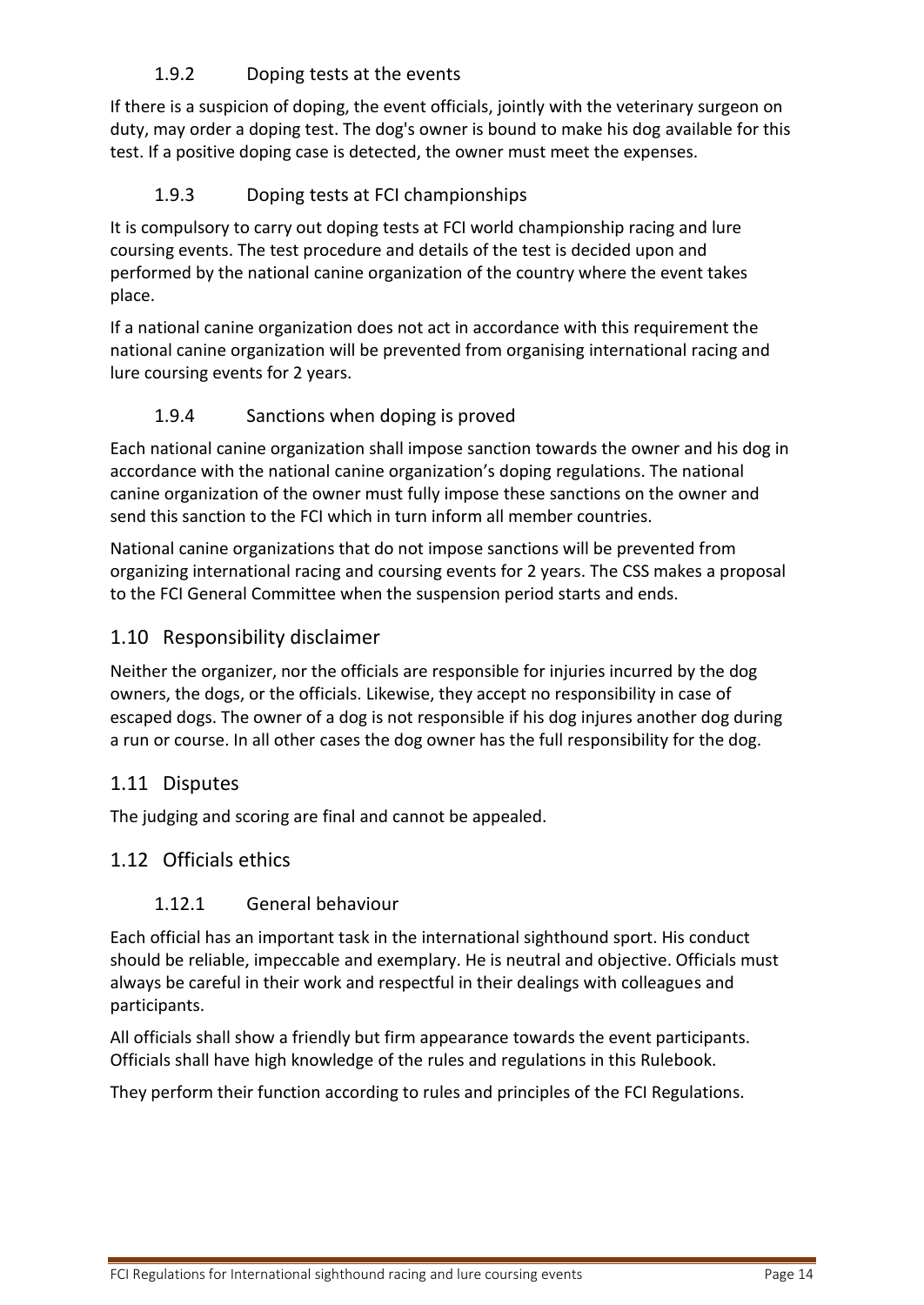### 1.9.2 Doping tests at the events

If there is a suspicion of doping, the event officials, jointly with the veterinary surgeon on duty, may order a doping test. The dog's owner is bound to make his dog available for this test. If a positive doping case is detected, the owner must meet the expenses.

### 1.9.3 Doping tests at FCI championships

It is compulsory to carry out doping tests at FCI world championship racing and lure coursing events. The test procedure and details of the test is decided upon and performed by the national canine organization of the country where the event takes place.

If a national canine organization does not act in accordance with this requirement the national canine organization will be prevented from organising international racing and lure coursing events for 2 years.

### 1.9.4 Sanctions when doping is proved

Each national canine organization shall impose sanction towards the owner and his dog in accordance with the national canine organization's doping regulations. The national canine organization of the owner must fully impose these sanctions on the owner and send this sanction to the FCI which in turn inform all member countries.

National canine organizations that do not impose sanctions will be prevented from organizing international racing and coursing events for 2 years. The CSS makes a proposal to the FCI General Committee when the suspension period starts and ends.

## 1.10 Responsibility disclaimer

Neither the organizer, nor the officials are responsible for injuries incurred by the dog owners, the dogs, or the officials. Likewise, they accept no responsibility in case of escaped dogs. The owner of a dog is not responsible if his dog injures another dog during a run or course. In all other cases the dog owner has the full responsibility for the dog.

## 1.11 Disputes

The judging and scoring are final and cannot be appealed.

## 1.12 Officials ethics

### 1.12.1 General behaviour

Each official has an important task in the international sighthound sport. His conduct should be reliable, impeccable and exemplary. He is neutral and objective. Officials must always be careful in their work and respectful in their dealings with colleagues and participants.

All officials shall show a friendly but firm appearance towards the event participants. Officials shall have high knowledge of the rules and regulations in this Rulebook.

They perform their function according to rules and principles of the FCI Regulations.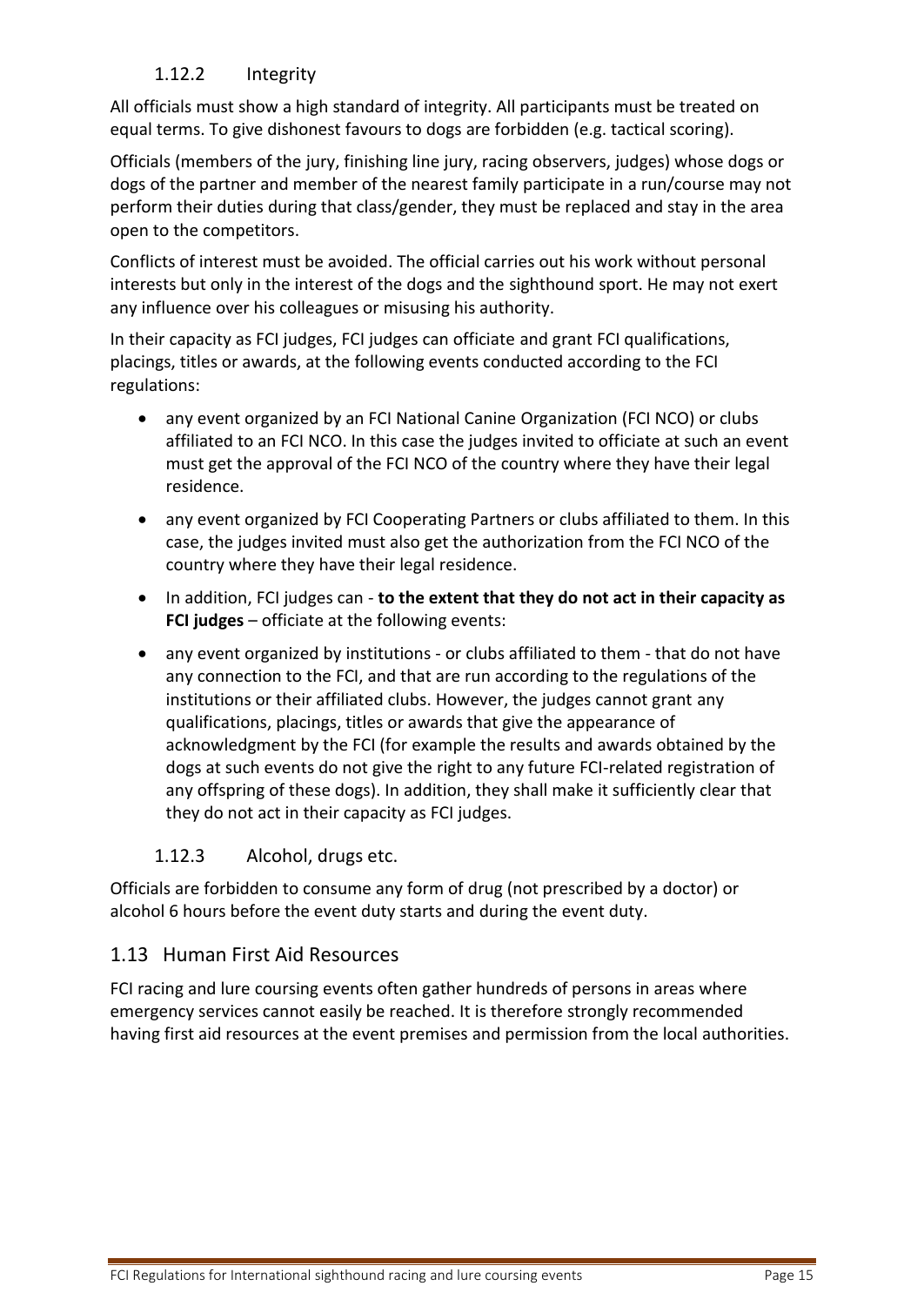#### 1.12.2 Integrity

All officials must show a high standard of integrity. All participants must be treated on equal terms. To give dishonest favours to dogs are forbidden (e.g. tactical scoring).

Officials (members of the jury, finishing line jury, racing observers, judges) whose dogs or dogs of the partner and member of the nearest family participate in a run/course may not perform their duties during that class/gender, they must be replaced and stay in the area open to the competitors.

Conflicts of interest must be avoided. The official carries out his work without personal interests but only in the interest of the dogs and the sighthound sport. He may not exert any influence over his colleagues or misusing his authority.

In their capacity as FCI judges, FCI judges can officiate and grant FCI qualifications, placings, titles or awards, at the following events conducted according to the FCI regulations:

- any event organized by an FCI National Canine Organization (FCI NCO) or clubs affiliated to an FCI NCO. In this case the judges invited to officiate at such an event must get the approval of the FCI NCO of the country where they have their legal residence.
- any event organized by FCI Cooperating Partners or clubs affiliated to them. In this case, the judges invited must also get the authorization from the FCI NCO of the country where they have their legal residence.
- In addition, FCI judges can - **to the extent that they do not act in their capacity as FCI judges** – officiate at the following events:
- any event organized by institutions - or clubs affiliated to them - that do not have any connection to the FCI, and that are run according to the regulations of the institutions or their affiliated clubs. However, the judges cannot grant any qualifications, placings, titles or awards that give the appearance of acknowledgment by the FCI (for example the results and awards obtained by the dogs at such events do not give the right to any future FCI-related registration of any offspring of these dogs). In addition, they shall make it sufficiently clear that they do not act in their capacity as FCI judges.

#### 1.12.3 Alcohol, drugs etc.

Officials are forbidden to consume any form of drug (not prescribed by a doctor) or alcohol 6 hours before the event duty starts and during the event duty.

### 1.13 Human First Aid Resources

FCI racing and lure coursing events often gather hundreds of persons in areas where emergency services cannot easily be reached. It is therefore strongly recommended having first aid resources at the event premises and permission from the local authorities.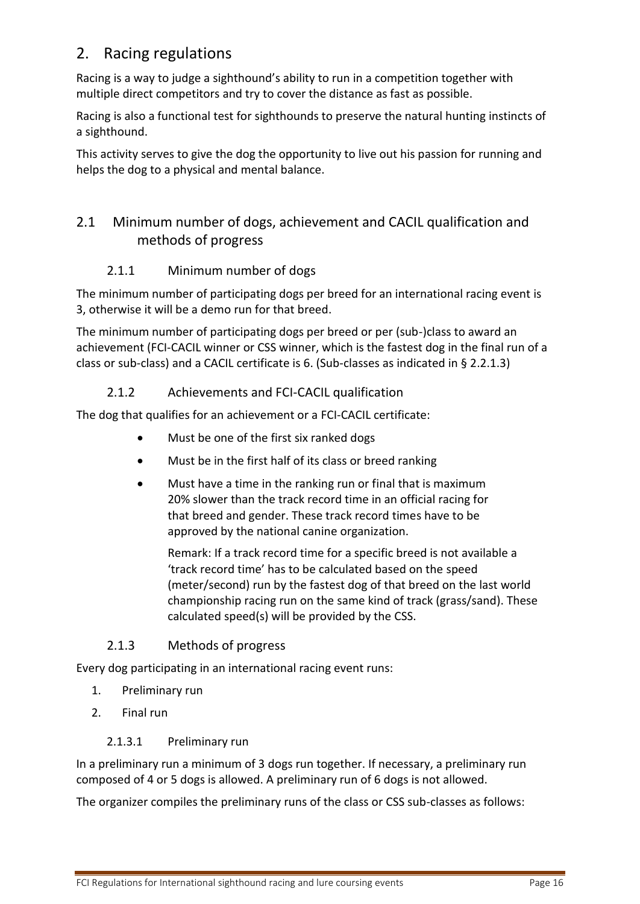# 2. Racing regulations

Racing is a way to judge a sighthound's ability to run in a competition together with multiple direct competitors and try to cover the distance as fast as possible.

Racing is also a functional test for sighthounds to preserve the natural hunting instincts of a sighthound.

This activity serves to give the dog the opportunity to live out his passion for running and helps the dog to a physical and mental balance.

## 2.1 Minimum number of dogs, achievement and CACIL qualification and methods of progress

### 2.1.1 Minimum number of dogs

The minimum number of participating dogs per breed for an international racing event is 3, otherwise it will be a demo run for that breed.

The minimum number of participating dogs per breed or per (sub-)class to award an achievement (FCI-CACIL winner or CSS winner, which is the fastest dog in the final run of a class or sub-class) and a CACIL certificate is 6. (Sub-classes as indicated in § 2.2.1.3)

### 2.1.2 Achievements and FCI-CACIL qualification

The dog that qualifies for an achievement or a FCI-CACIL certificate:

- Must be one of the first six ranked dogs
- Must be in the first half of its class or breed ranking
- Must have a time in the ranking run or final that is maximum 20% slower than the track record time in an official racing for that breed and gender. These track record times have to be approved by the national canine organization.

  Remark: If a track record time for a specific breed is not available a 'track record time' has to be calculated based on the speed (meter/second) run by the fastest dog of that breed on the last world championship racing run on the same kind of track (grass/sand). These calculated speed(s) will be provided by the CSS.

### 2.1.3 Methods of progress

Every dog participating in an international racing event runs:

1. Preliminary run
2. Final run

#### 2.1.3.1 Preliminary run

In a preliminary run a minimum of 3 dogs run together. If necessary, a preliminary run composed of 4 or 5 dogs is allowed. A preliminary run of 6 dogs is not allowed.

The organizer compiles the preliminary runs of the class or CSS sub-classes as follows: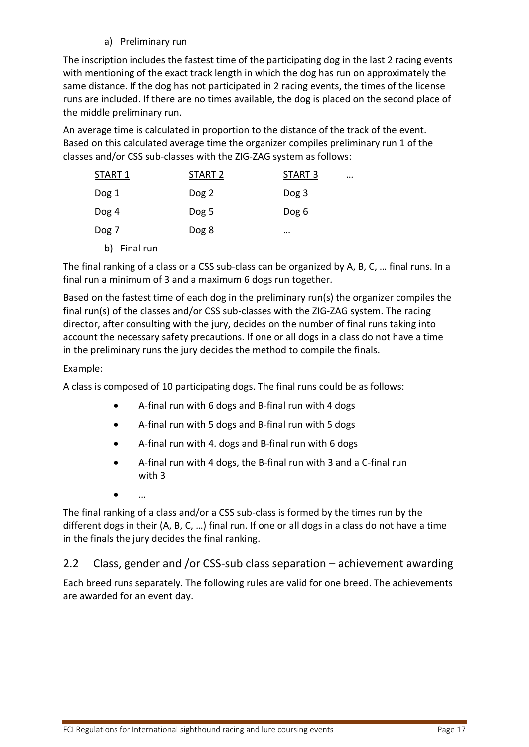a) Preliminary run

The inscription includes the fastest time of the participating dog in the last 2 racing events with mentioning of the exact track length in which the dog has run on approximately the same distance. If the dog has not participated in 2 racing events, the times of the license runs are included. If there are no times available, the dog is placed on the second place of the middle preliminary run.

An average time is calculated in proportion to the distance of the track of the event. Based on this calculated average time the organizer compiles preliminary run 1 of the classes and/or CSS sub-classes with the ZIG-ZAG system as follows:

| START 1 | START 2 | START 3 | … |
|---|---|---|---|
| Dog 1 | Dog 2 | Dog 3 | |
| Dog 4 | Dog 5 | Dog 6 | |
| Dog 7 | Dog 8 | … | |

b) Final run

The final ranking of a class or a CSS sub-class can be organized by A, B, C, … final runs. In a final run a minimum of 3 and a maximum 6 dogs run together.

Based on the fastest time of each dog in the preliminary run(s) the organizer compiles the final run(s) of the classes and/or CSS sub-classes with the ZIG-ZAG system. The racing director, after consulting with the jury, decides on the number of final runs taking into account the necessary safety precautions. If one or all dogs in a class do not have a time in the preliminary runs the jury decides the method to compile the finals.

Example:

A class is composed of 10 participating dogs. The final runs could be as follows:

- A-final run with 6 dogs and B-final run with 4 dogs
- A-final run with 5 dogs and B-final run with 5 dogs
- A-final run with 4. dogs and B-final run with 6 dogs
- A-final run with 4 dogs, the B-final run with 3 and a C-final run with 3
- …

The final ranking of a class and/or a CSS sub-class is formed by the times run by the different dogs in their (A, B, C, …) final run. If one or all dogs in a class do not have a time in the finals the jury decides the final ranking.

## 2.2 Class, gender and /or CSS-sub class separation – achievement awarding

Each breed runs separately. The following rules are valid for one breed. The achievements are awarded for an event day.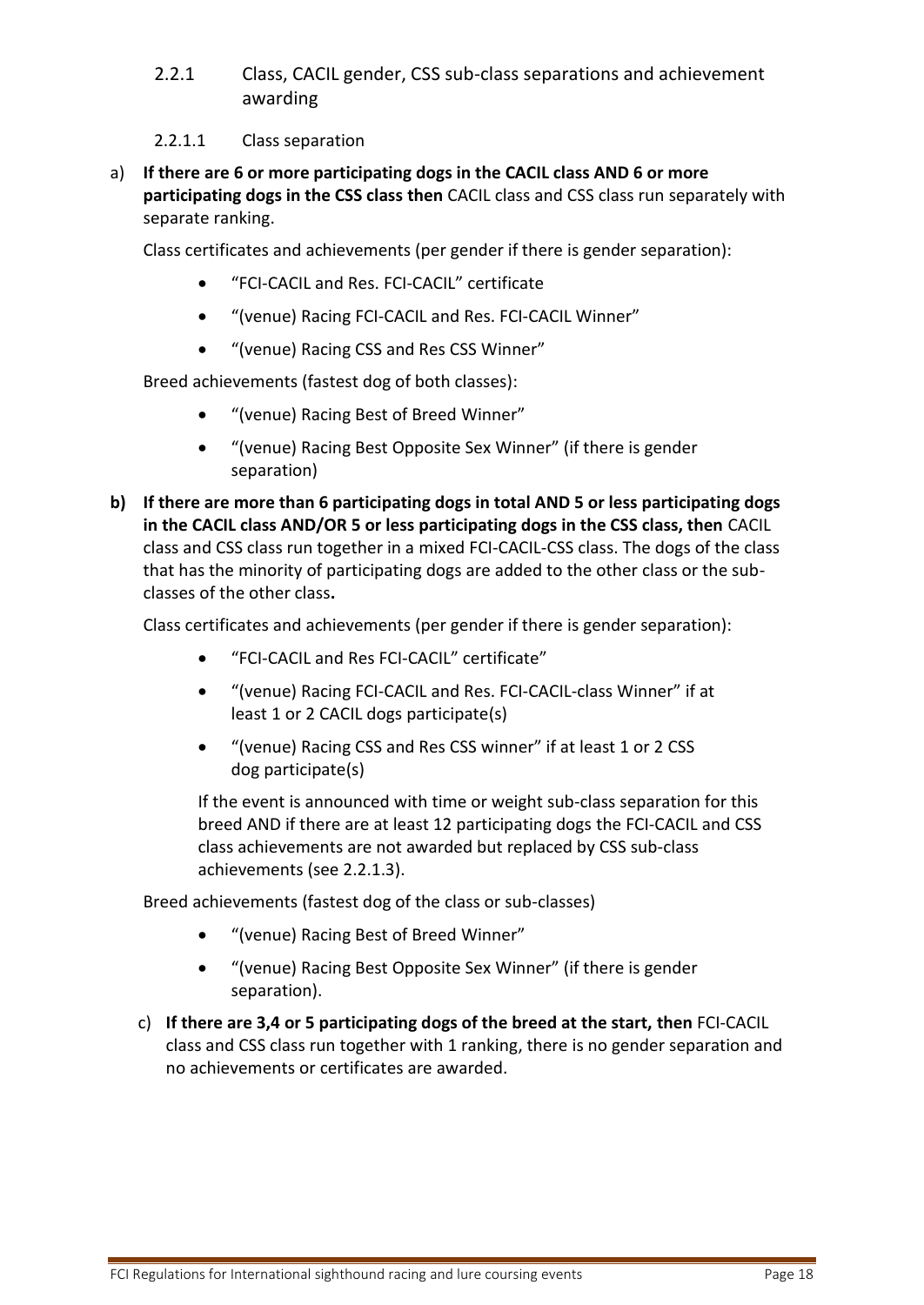### 2.2.1 Class, CACIL gender, CSS sub-class separations and achievement awarding

#### 2.2.1.1 Class separation

a) **If there are 6 or more participating dogs in the CACIL class AND 6 or more participating dogs in the CSS class then** CACIL class and CSS class run separately with separate ranking.

Class certificates and achievements (per gender if there is gender separation):

- "FCI-CACIL and Res. FCI-CACIL" certificate
- "(venue) Racing FCI-CACIL and Res. FCI-CACIL Winner"
- "(venue) Racing CSS and Res CSS Winner"

Breed achievements (fastest dog of both classes):

- "(venue) Racing Best of Breed Winner"
- "(venue) Racing Best Opposite Sex Winner" (if there is gender separation)

**b) If there are more than 6 participating dogs in total AND 5 or less participating dogs in the CACIL class AND/OR 5 or less participating dogs in the CSS class, then** CACIL class and CSS class run together in a mixed FCI-CACIL-CSS class. The dogs of the class that has the minority of participating dogs are added to the other class or the sub-classes of the other class**.**

Class certificates and achievements (per gender if there is gender separation):

- "FCI-CACIL and Res FCI-CACIL" certificate"
- "(venue) Racing FCI-CACIL and Res. FCI-CACIL-class Winner" if at least 1 or 2 CACIL dogs participate(s)
- "(venue) Racing CSS and Res CSS winner" if at least 1 or 2 CSS dog participate(s)

  If the event is announced with time or weight sub-class separation for this breed AND if there are at least 12 participating dogs the FCI-CACIL and CSS class achievements are not awarded but replaced by CSS sub-class achievements (see 2.2.1.3).

Breed achievements (fastest dog of the class or sub-classes)

- "(venue) Racing Best of Breed Winner"
- "(venue) Racing Best Opposite Sex Winner" (if there is gender separation).

c) **If there are 3,4 or 5 participating dogs of the breed at the start, then** FCI-CACIL class and CSS class run together with 1 ranking, there is no gender separation and no achievements or certificates are awarded.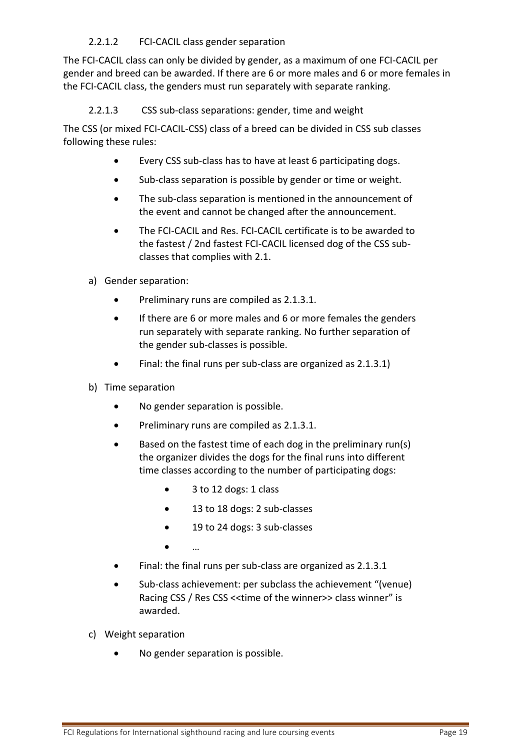#### 2.2.1.2 FCI-CACIL class gender separation

The FCI-CACIL class can only be divided by gender, as a maximum of one FCI-CACIL per gender and breed can be awarded. If there are 6 or more males and 6 or more females in the FCI-CACIL class, the genders must run separately with separate ranking.

#### 2.2.1.3 CSS sub-class separations: gender, time and weight

The CSS (or mixed FCI-CACIL-CSS) class of a breed can be divided in CSS sub classes following these rules:

- Every CSS sub-class has to have at least 6 participating dogs.
- Sub-class separation is possible by gender or time or weight.
- The sub-class separation is mentioned in the announcement of the event and cannot be changed after the announcement.
- The FCI-CACIL and Res. FCI-CACIL certificate is to be awarded to the fastest / 2nd fastest FCI-CACIL licensed dog of the CSS sub-classes that complies with 2.1.

a) Gender separation:

- Preliminary runs are compiled as 2.1.3.1.
- If there are 6 or more males and 6 or more females the genders run separately with separate ranking. No further separation of the gender sub-classes is possible.
- Final: the final runs per sub-class are organized as 2.1.3.1)

b) Time separation

- No gender separation is possible.
- Preliminary runs are compiled as 2.1.3.1.
- Based on the fastest time of each dog in the preliminary run(s) the organizer divides the dogs for the final runs into different time classes according to the number of participating dogs:
  - 3 to 12 dogs: 1 class
  - 13 to 18 dogs: 2 sub-classes
  - 19 to 24 dogs: 3 sub-classes
  - …
- Final: the final runs per sub-class are organized as 2.1.3.1
- Sub-class achievement: per subclass the achievement "(venue) Racing CSS / Res CSS <<time of the winner>> class winner" is awarded.

c) Weight separation

- No gender separation is possible.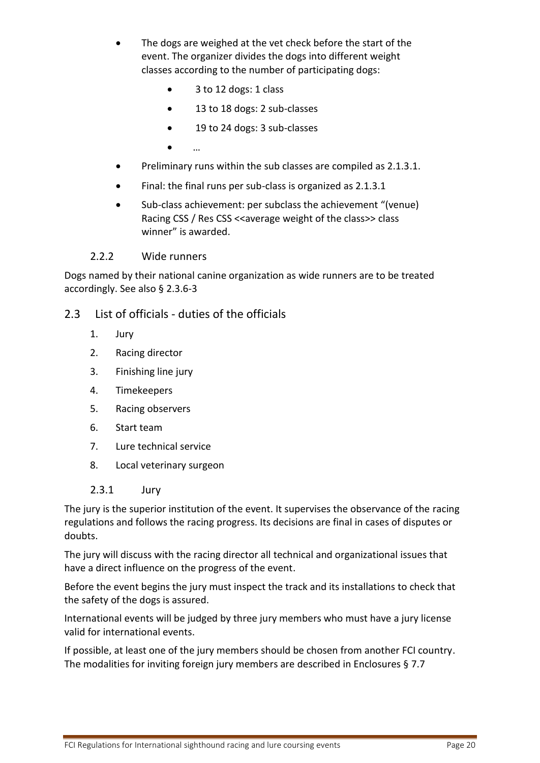- The dogs are weighed at the vet check before the start of the event. The organizer divides the dogs into different weight classes according to the number of participating dogs:
    - 3 to 12 dogs: 1 class
    - 13 to 18 dogs: 2 sub-classes
    - 19 to 24 dogs: 3 sub-classes
    - …
- Preliminary runs within the sub classes are compiled as 2.1.3.1.
- Final: the final runs per sub-class is organized as 2.1.3.1
- Sub-class achievement: per subclass the achievement "(venue) Racing CSS / Res CSS <<average weight of the class>> class winner" is awarded.

#### 2.2.2 Wide runners

Dogs named by their national canine organization as wide runners are to be treated accordingly. See also § 2.3.6-3

## 2.3 List of officials - duties of the officials

1. Jury
2. Racing director
3. Finishing line jury
4. Timekeepers
5. Racing observers
6. Start team
7. Lure technical service
8. Local veterinary surgeon

#### 2.3.1 Jury

The jury is the superior institution of the event. It supervises the observance of the racing regulations and follows the racing progress. Its decisions are final in cases of disputes or doubts.

The jury will discuss with the racing director all technical and organizational issues that have a direct influence on the progress of the event.

Before the event begins the jury must inspect the track and its installations to check that the safety of the dogs is assured.

International events will be judged by three jury members who must have a jury license valid for international events.

If possible, at least one of the jury members should be chosen from another FCI country. The modalities for inviting foreign jury members are described in Enclosures § 7.7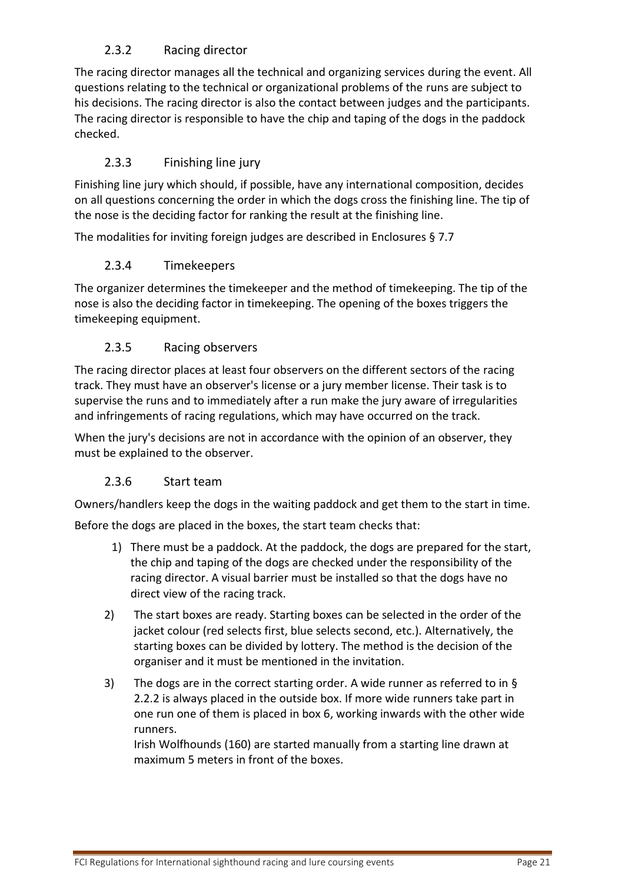### 2.3.2 Racing director

The racing director manages all the technical and organizing services during the event. All questions relating to the technical or organizational problems of the runs are subject to his decisions. The racing director is also the contact between judges and the participants. The racing director is responsible to have the chip and taping of the dogs in the paddock checked.

### 2.3.3 Finishing line jury

Finishing line jury which should, if possible, have any international composition, decides on all questions concerning the order in which the dogs cross the finishing line. The tip of the nose is the deciding factor for ranking the result at the finishing line.

The modalities for inviting foreign judges are described in Enclosures § 7.7

### 2.3.4 Timekeepers

The organizer determines the timekeeper and the method of timekeeping. The tip of the nose is also the deciding factor in timekeeping. The opening of the boxes triggers the timekeeping equipment.

### 2.3.5 Racing observers

The racing director places at least four observers on the different sectors of the racing track. They must have an observer's license or a jury member license. Their task is to supervise the runs and to immediately after a run make the jury aware of irregularities and infringements of racing regulations, which may have occurred on the track.

When the jury's decisions are not in accordance with the opinion of an observer, they must be explained to the observer.

### 2.3.6 Start team

Owners/handlers keep the dogs in the waiting paddock and get them to the start in time.

Before the dogs are placed in the boxes, the start team checks that:

1) There must be a paddock. At the paddock, the dogs are prepared for the start, the chip and taping of the dogs are checked under the responsibility of the racing director. A visual barrier must be installed so that the dogs have no direct view of the racing track.
2) The start boxes are ready. Starting boxes can be selected in the order of the jacket colour (red selects first, blue selects second, etc.). Alternatively, the starting boxes can be divided by lottery. The method is the decision of the organiser and it must be mentioned in the invitation.
3) The dogs are in the correct starting order. A wide runner as referred to in § 2.2.2 is always placed in the outside box. If more wide runners take part in one run one of them is placed in box 6, working inwards with the other wide runners.
   Irish Wolfhounds (160) are started manually from a starting line drawn at maximum 5 meters in front of the boxes.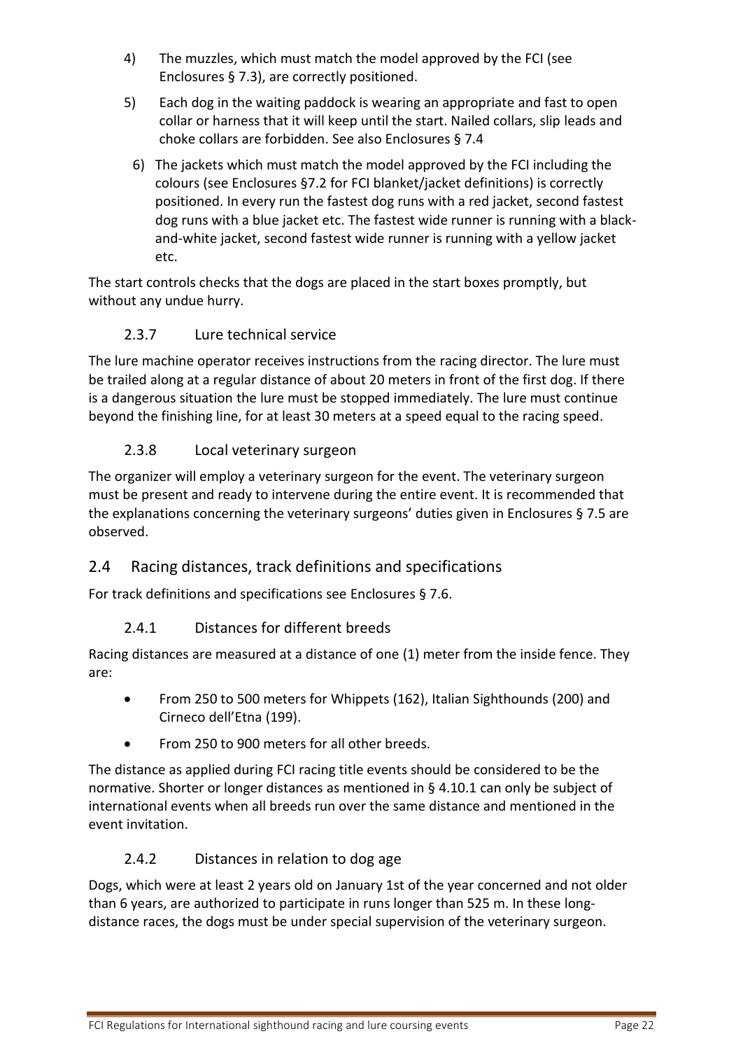4) The muzzles, which must match the model approved by the FCI (see Enclosures § 7.3), are correctly positioned.

5) Each dog in the waiting paddock is wearing an appropriate and fast to open collar or harness that it will keep until the start. Nailed collars, slip leads and choke collars are forbidden. See also Enclosures § 7.4

6) The jackets which must match the model approved by the FCI including the colours (see Enclosures §7.2 for FCI blanket/jacket definitions) is correctly positioned. In every run the fastest dog runs with a red jacket, second fastest dog runs with a blue jacket etc. The fastest wide runner is running with a black-and-white jacket, second fastest wide runner is running with a yellow jacket etc.

The start controls checks that the dogs are placed in the start boxes promptly, but without any undue hurry.

### 2.3.7 Lure technical service

The lure machine operator receives instructions from the racing director. The lure must be trailed along at a regular distance of about 20 meters in front of the first dog. If there is a dangerous situation the lure must be stopped immediately. The lure must continue beyond the finishing line, for at least 30 meters at a speed equal to the racing speed.

### 2.3.8 Local veterinary surgeon

The organizer will employ a veterinary surgeon for the event. The veterinary surgeon must be present and ready to intervene during the entire event. It is recommended that the explanations concerning the veterinary surgeons' duties given in Enclosures § 7.5 are observed.

## 2.4 Racing distances, track definitions and specifications

For track definitions and specifications see Enclosures § 7.6.

### 2.4.1 Distances for different breeds

Racing distances are measured at a distance of one (1) meter from the inside fence. They are:

- From 250 to 500 meters for Whippets (162), Italian Sighthounds (200) and Cirneco dell'Etna (199).
- From 250 to 900 meters for all other breeds.

The distance as applied during FCI racing title events should be considered to be the normative. Shorter or longer distances as mentioned in § 4.10.1 can only be subject of international events when all breeds run over the same distance and mentioned in the event invitation.

### 2.4.2 Distances in relation to dog age

Dogs, which were at least 2 years old on January 1st of the year concerned and not older than 6 years, are authorized to participate in runs longer than 525 m. In these long-distance races, the dogs must be under special supervision of the veterinary surgeon.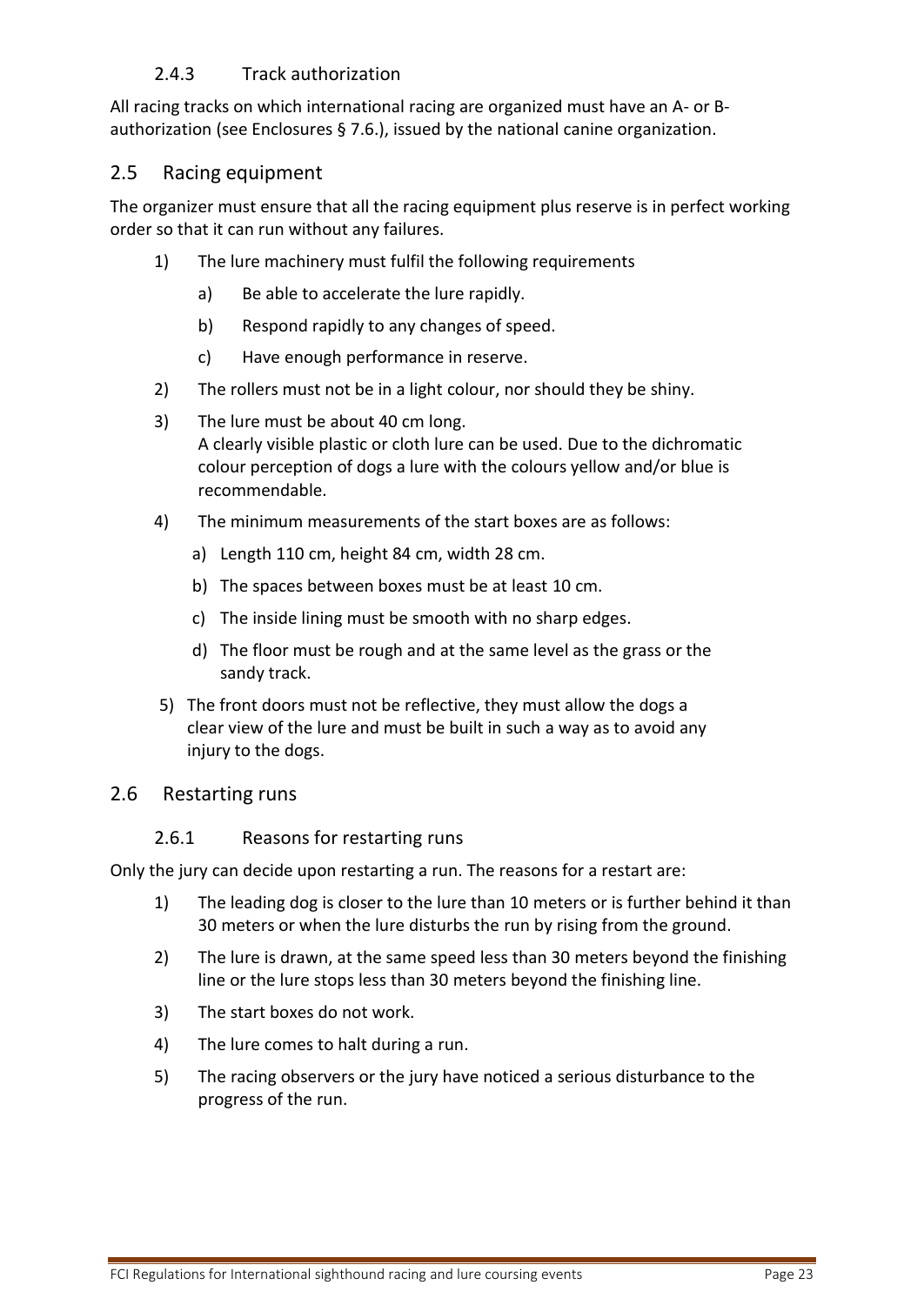### 2.4.3 Track authorization

All racing tracks on which international racing are organized must have an A- or B-authorization (see Enclosures § 7.6.), issued by the national canine organization.

## 2.5 Racing equipment

The organizer must ensure that all the racing equipment plus reserve is in perfect working order so that it can run without any failures.

1) The lure machinery must fulfil the following requirements
    a) Be able to accelerate the lure rapidly.
    b) Respond rapidly to any changes of speed.
    c) Have enough performance in reserve.
2) The rollers must not be in a light colour, nor should they be shiny.
3) The lure must be about 40 cm long.
   A clearly visible plastic or cloth lure can be used. Due to the dichromatic colour perception of dogs a lure with the colours yellow and/or blue is recommendable.
4) The minimum measurements of the start boxes are as follows:
    a) Length 110 cm, height 84 cm, width 28 cm.
    b) The spaces between boxes must be at least 10 cm.
    c) The inside lining must be smooth with no sharp edges.
    d) The floor must be rough and at the same level as the grass or the sandy track.
5) The front doors must not be reflective, they must allow the dogs a clear view of the lure and must be built in such a way as to avoid any injury to the dogs.

## 2.6 Restarting runs

### 2.6.1 Reasons for restarting runs

Only the jury can decide upon restarting a run. The reasons for a restart are:

1) The leading dog is closer to the lure than 10 meters or is further behind it than 30 meters or when the lure disturbs the run by rising from the ground.
2) The lure is drawn, at the same speed less than 30 meters beyond the finishing line or the lure stops less than 30 meters beyond the finishing line.
3) The start boxes do not work.
4) The lure comes to halt during a run.
5) The racing observers or the jury have noticed a serious disturbance to the progress of the run.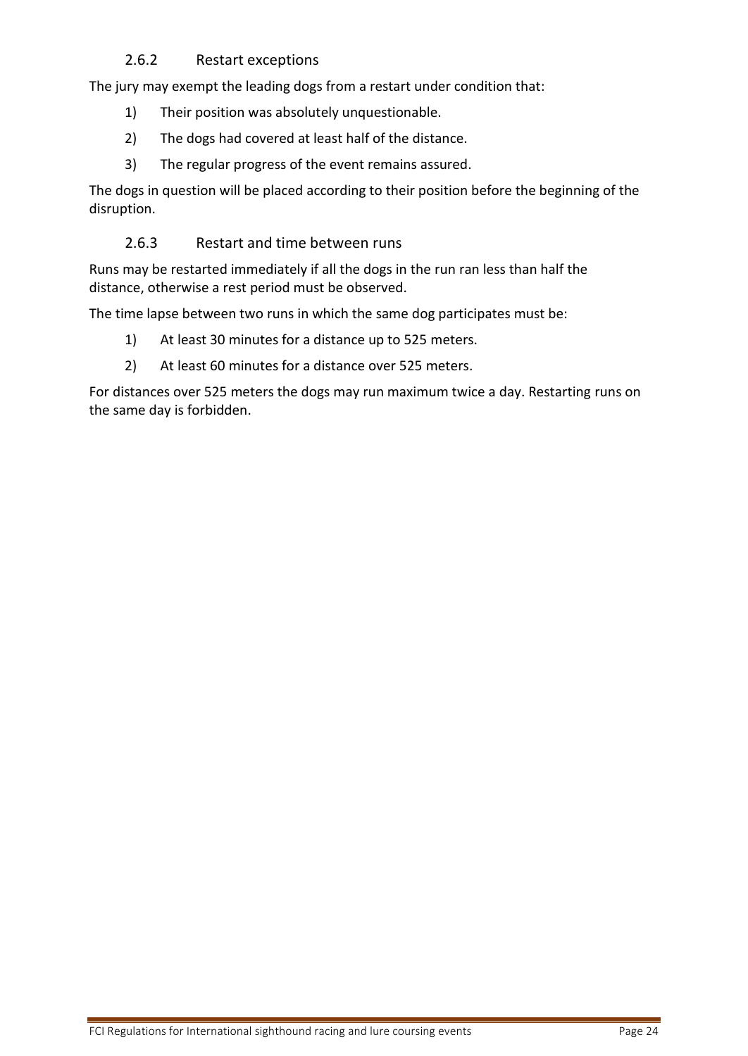### 2.6.2 Restart exceptions

The jury may exempt the leading dogs from a restart under condition that:

1) Their position was absolutely unquestionable.
2) The dogs had covered at least half of the distance.
3) The regular progress of the event remains assured.

The dogs in question will be placed according to their position before the beginning of the disruption.

### 2.6.3 Restart and time between runs

Runs may be restarted immediately if all the dogs in the run ran less than half the distance, otherwise a rest period must be observed.

The time lapse between two runs in which the same dog participates must be:

1) At least 30 minutes for a distance up to 525 meters.
2) At least 60 minutes for a distance over 525 meters.

For distances over 525 meters the dogs may run maximum twice a day. Restarting runs on the same day is forbidden.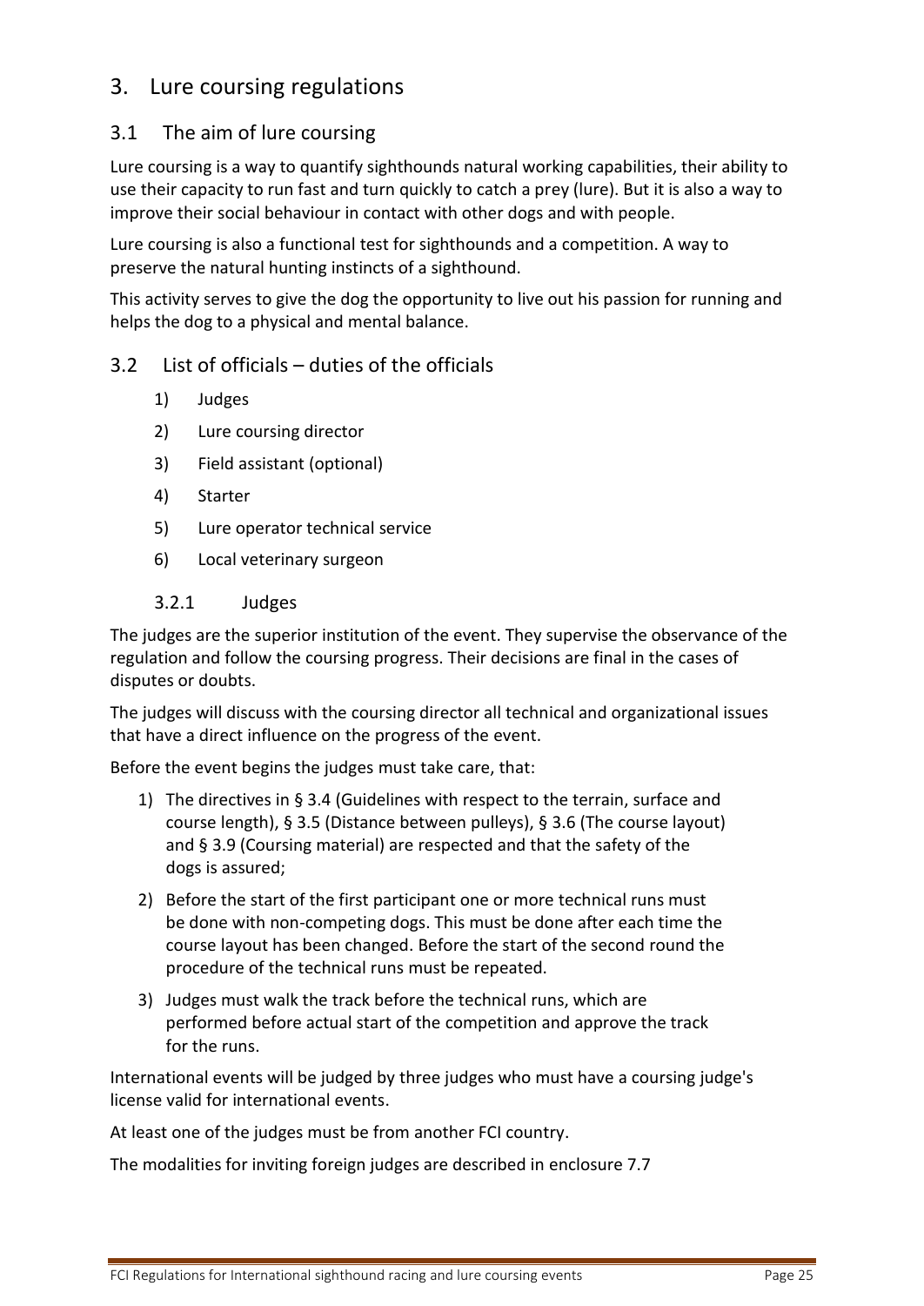# 3. Lure coursing regulations

## 3.1 The aim of lure coursing

Lure coursing is a way to quantify sighthounds natural working capabilities, their ability to use their capacity to run fast and turn quickly to catch a prey (lure). But it is also a way to improve their social behaviour in contact with other dogs and with people.

Lure coursing is also a functional test for sighthounds and a competition. A way to preserve the natural hunting instincts of a sighthound.

This activity serves to give the dog the opportunity to live out his passion for running and helps the dog to a physical and mental balance.

## 3.2 List of officials – duties of the officials

1) Judges
2) Lure coursing director
3) Field assistant (optional)
4) Starter
5) Lure operator technical service
6) Local veterinary surgeon

### 3.2.1 Judges

The judges are the superior institution of the event. They supervise the observance of the regulation and follow the coursing progress. Their decisions are final in the cases of disputes or doubts.

The judges will discuss with the coursing director all technical and organizational issues that have a direct influence on the progress of the event.

Before the event begins the judges must take care, that:

1) The directives in § 3.4 (Guidelines with respect to the terrain, surface and course length), § 3.5 (Distance between pulleys), § 3.6 (The course layout) and § 3.9 (Coursing material) are respected and that the safety of the dogs is assured;
2) Before the start of the first participant one or more technical runs must be done with non-competing dogs. This must be done after each time the course layout has been changed. Before the start of the second round the procedure of the technical runs must be repeated.
3) Judges must walk the track before the technical runs, which are performed before actual start of the competition and approve the track for the runs.

International events will be judged by three judges who must have a coursing judge's license valid for international events.

At least one of the judges must be from another FCI country.

The modalities for inviting foreign judges are described in enclosure 7.7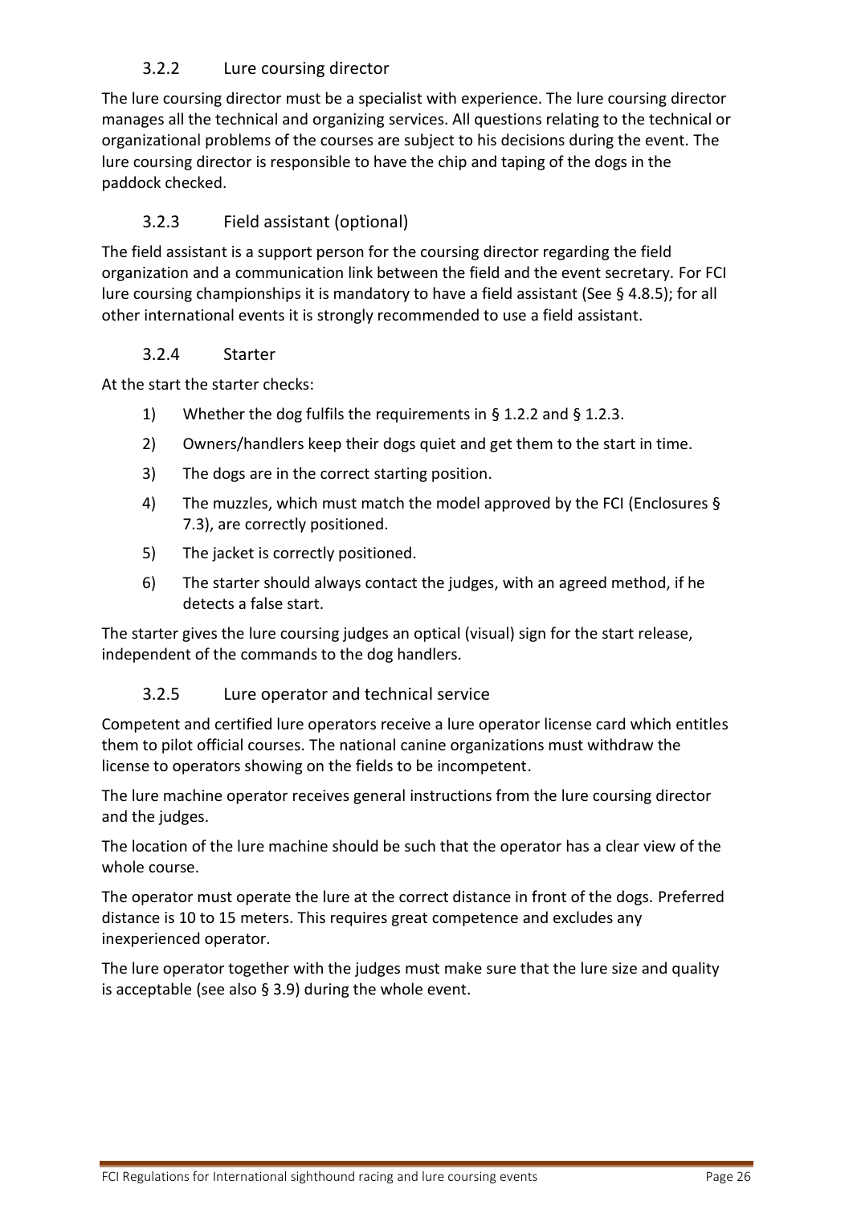### 3.2.2 Lure coursing director

The lure coursing director must be a specialist with experience. The lure coursing director manages all the technical and organizing services. All questions relating to the technical or organizational problems of the courses are subject to his decisions during the event. The lure coursing director is responsible to have the chip and taping of the dogs in the paddock checked.

### 3.2.3 Field assistant (optional)

The field assistant is a support person for the coursing director regarding the field organization and a communication link between the field and the event secretary. For FCI lure coursing championships it is mandatory to have a field assistant (See § 4.8.5); for all other international events it is strongly recommended to use a field assistant.

### 3.2.4 Starter

At the start the starter checks:

1) Whether the dog fulfils the requirements in § 1.2.2 and § 1.2.3.
2) Owners/handlers keep their dogs quiet and get them to the start in time.
3) The dogs are in the correct starting position.
4) The muzzles, which must match the model approved by the FCI (Enclosures § 7.3), are correctly positioned.
5) The jacket is correctly positioned.
6) The starter should always contact the judges, with an agreed method, if he detects a false start.

The starter gives the lure coursing judges an optical (visual) sign for the start release, independent of the commands to the dog handlers.

### 3.2.5 Lure operator and technical service

Competent and certified lure operators receive a lure operator license card which entitles them to pilot official courses. The national canine organizations must withdraw the license to operators showing on the fields to be incompetent.

The lure machine operator receives general instructions from the lure coursing director and the judges.

The location of the lure machine should be such that the operator has a clear view of the whole course.

The operator must operate the lure at the correct distance in front of the dogs. Preferred distance is 10 to 15 meters. This requires great competence and excludes any inexperienced operator.

The lure operator together with the judges must make sure that the lure size and quality is acceptable (see also § 3.9) during the whole event.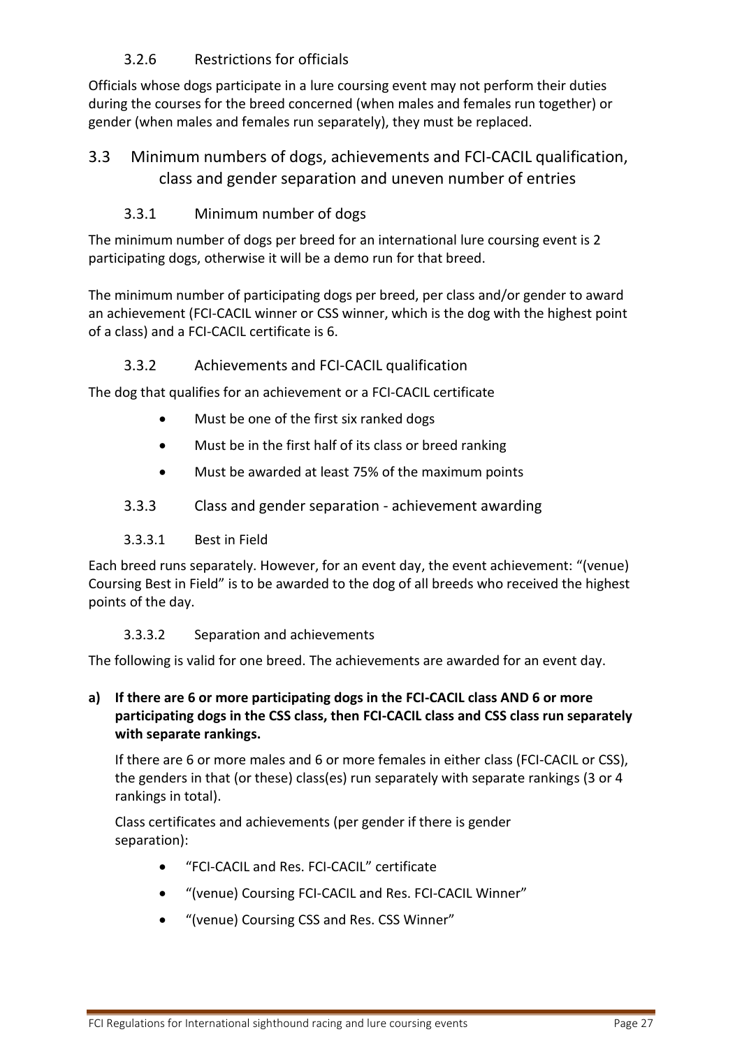#### 3.2.6 Restrictions for officials

Officials whose dogs participate in a lure coursing event may not perform their duties during the courses for the breed concerned (when males and females run together) or gender (when males and females run separately), they must be replaced.

## 3.3 Minimum numbers of dogs, achievements and FCI-CACIL qualification, class and gender separation and uneven number of entries

### 3.3.1 Minimum number of dogs

The minimum number of dogs per breed for an international lure coursing event is 2 participating dogs, otherwise it will be a demo run for that breed.

The minimum number of participating dogs per breed, per class and/or gender to award an achievement (FCI-CACIL winner or CSS winner, which is the dog with the highest point of a class) and a FCI-CACIL certificate is 6.

### 3.3.2 Achievements and FCI-CACIL qualification

The dog that qualifies for an achievement or a FCI-CACIL certificate

- Must be one of the first six ranked dogs
- Must be in the first half of its class or breed ranking
- Must be awarded at least 75% of the maximum points

### 3.3.3 Class and gender separation - achievement awarding

#### 3.3.3.1 Best in Field

Each breed runs separately. However, for an event day, the event achievement: "(venue) Coursing Best in Field" is to be awarded to the dog of all breeds who received the highest points of the day.

#### 3.3.3.2 Separation and achievements

The following is valid for one breed. The achievements are awarded for an event day.

**a) If there are 6 or more participating dogs in the FCI-CACIL class AND 6 or more participating dogs in the CSS class, then FCI-CACIL class and CSS class run separately with separate rankings.**

If there are 6 or more males and 6 or more females in either class (FCI-CACIL or CSS), the genders in that (or these) class(es) run separately with separate rankings (3 or 4 rankings in total).

Class certificates and achievements (per gender if there is gender separation):

- "FCI-CACIL and Res. FCI-CACIL" certificate
- "(venue) Coursing FCI-CACIL and Res. FCI-CACIL Winner"
- "(venue) Coursing CSS and Res. CSS Winner"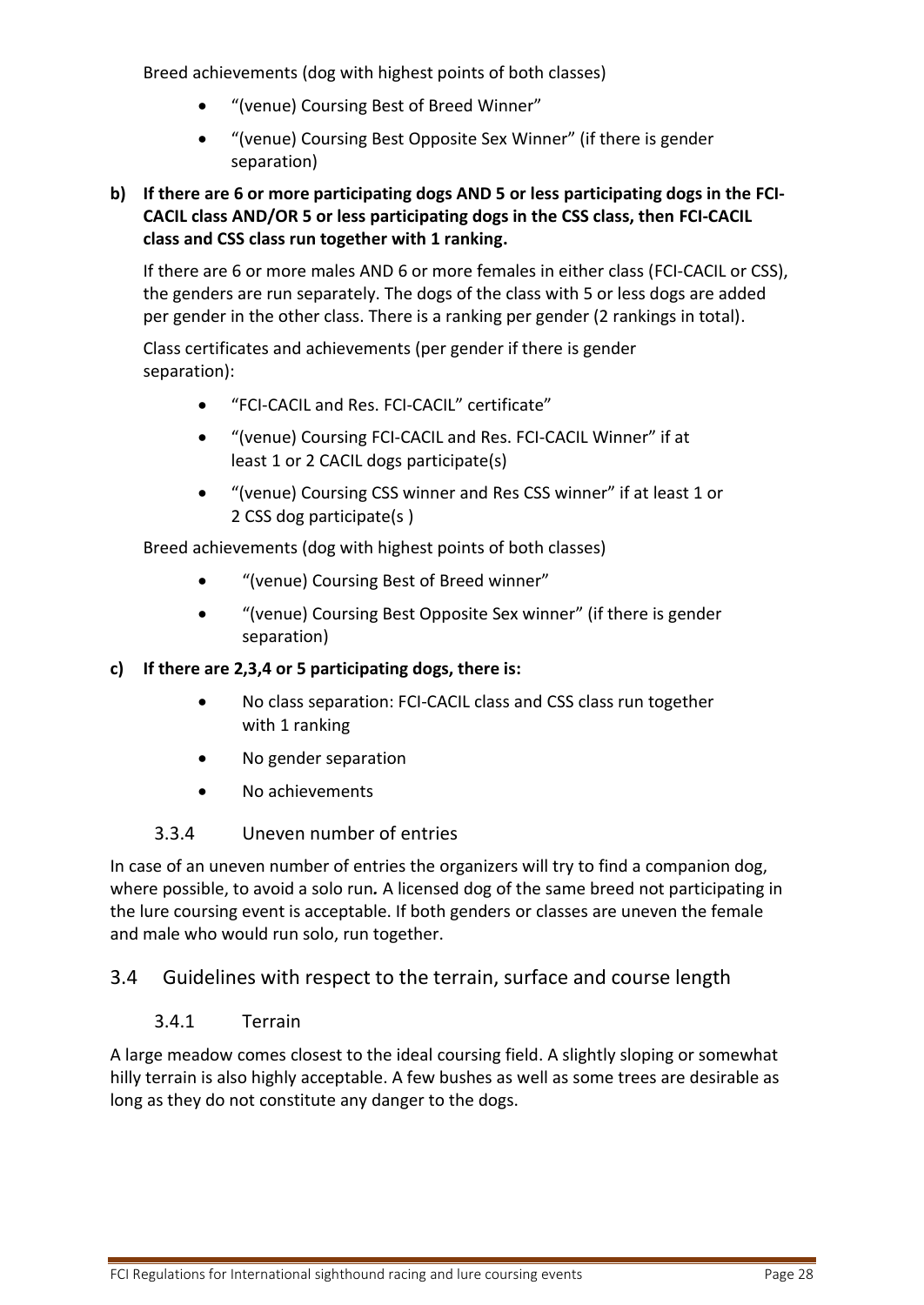Breed achievements (dog with highest points of both classes)

- "(venue) Coursing Best of Breed Winner"
- "(venue) Coursing Best Opposite Sex Winner" (if there is gender separation)

**b) If there are 6 or more participating dogs AND 5 or less participating dogs in the FCI-CACIL class AND/OR 5 or less participating dogs in the CSS class, then FCI-CACIL class and CSS class run together with 1 ranking.**

If there are 6 or more males AND 6 or more females in either class (FCI-CACIL or CSS), the genders are run separately. The dogs of the class with 5 or less dogs are added per gender in the other class. There is a ranking per gender (2 rankings in total).

Class certificates and achievements (per gender if there is gender separation):

- "FCI-CACIL and Res. FCI-CACIL" certificate"
- "(venue) Coursing FCI-CACIL and Res. FCI-CACIL Winner" if at least 1 or 2 CACIL dogs participate(s)
- "(venue) Coursing CSS winner and Res CSS winner" if at least 1 or 2 CSS dog participate(s )

Breed achievements (dog with highest points of both classes)

- "(venue) Coursing Best of Breed winner"
- "(venue) Coursing Best Opposite Sex winner" (if there is gender separation)

**c) If there are 2,3,4 or 5 participating dogs, there is:**

- No class separation: FCI-CACIL class and CSS class run together with 1 ranking
- No gender separation
- No achievements

### 3.3.4 Uneven number of entries

In case of an uneven number of entries the organizers will try to find a companion dog, where possible, to avoid a solo run*.* A licensed dog of the same breed not participating in the lure coursing event is acceptable. If both genders or classes are uneven the female and male who would run solo, run together.

## 3.4 Guidelines with respect to the terrain, surface and course length

### 3.4.1 Terrain

A large meadow comes closest to the ideal coursing field. A slightly sloping or somewhat hilly terrain is also highly acceptable. A few bushes as well as some trees are desirable as long as they do not constitute any danger to the dogs.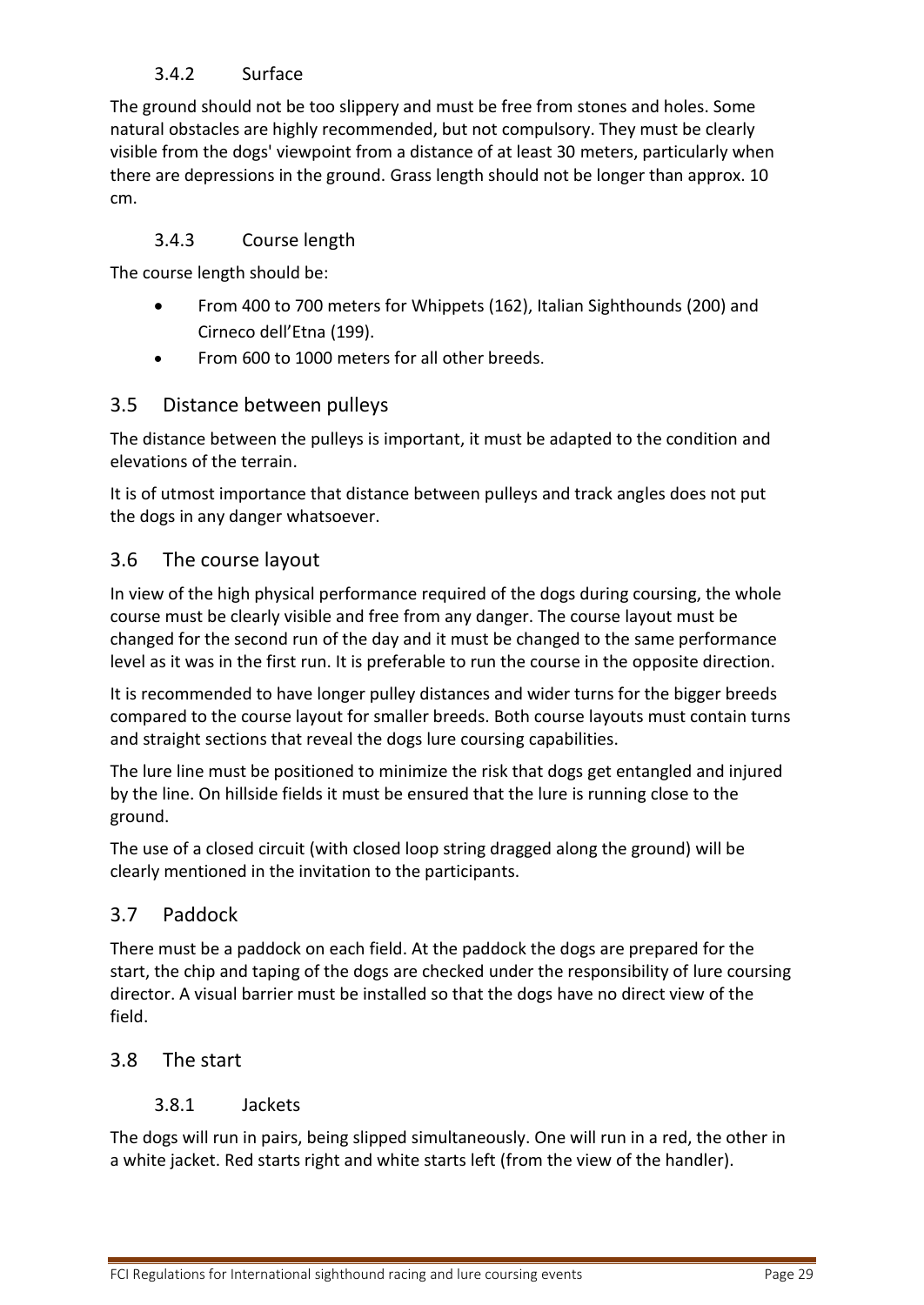#### 3.4.2 Surface

The ground should not be too slippery and must be free from stones and holes. Some natural obstacles are highly recommended, but not compulsory. They must be clearly visible from the dogs' viewpoint from a distance of at least 30 meters, particularly when there are depressions in the ground. Grass length should not be longer than approx. 10 cm.

#### 3.4.3 Course length

The course length should be:

- From 400 to 700 meters for Whippets (162), Italian Sighthounds (200) and Cirneco dell'Etna (199).
- From 600 to 1000 meters for all other breeds.

### 3.5 Distance between pulleys

The distance between the pulleys is important, it must be adapted to the condition and elevations of the terrain.

It is of utmost importance that distance between pulleys and track angles does not put the dogs in any danger whatsoever.

### 3.6 The course layout

In view of the high physical performance required of the dogs during coursing, the whole course must be clearly visible and free from any danger. The course layout must be changed for the second run of the day and it must be changed to the same performance level as it was in the first run. It is preferable to run the course in the opposite direction.

It is recommended to have longer pulley distances and wider turns for the bigger breeds compared to the course layout for smaller breeds. Both course layouts must contain turns and straight sections that reveal the dogs lure coursing capabilities.

The lure line must be positioned to minimize the risk that dogs get entangled and injured by the line. On hillside fields it must be ensured that the lure is running close to the ground.

The use of a closed circuit (with closed loop string dragged along the ground) will be clearly mentioned in the invitation to the participants.

### 3.7 Paddock

There must be a paddock on each field. At the paddock the dogs are prepared for the start, the chip and taping of the dogs are checked under the responsibility of lure coursing director. A visual barrier must be installed so that the dogs have no direct view of the field.

### 3.8 The start

#### 3.8.1 Jackets

The dogs will run in pairs, being slipped simultaneously. One will run in a red, the other in a white jacket. Red starts right and white starts left (from the view of the handler).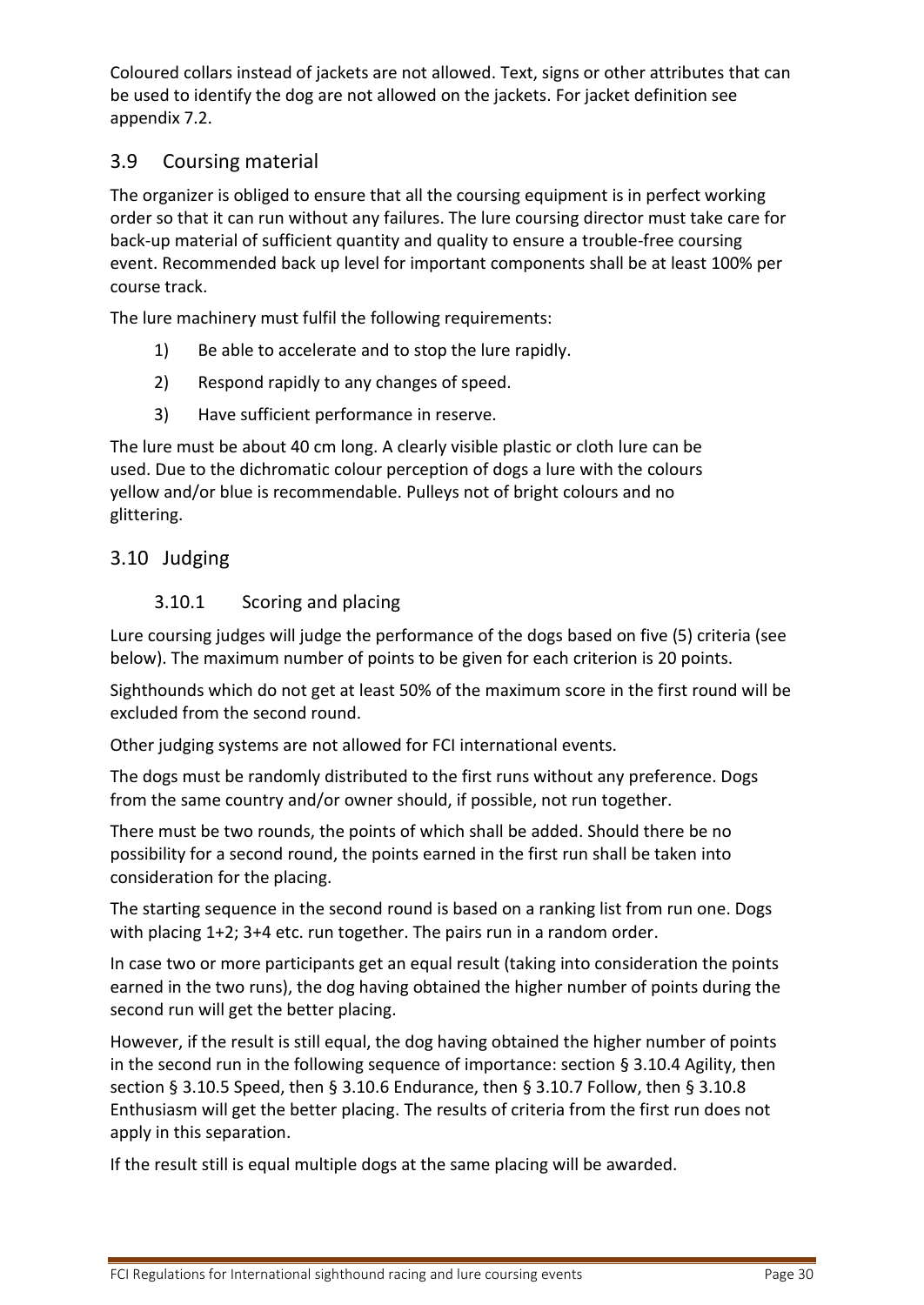Coloured collars instead of jackets are not allowed. Text, signs or other attributes that can be used to identify the dog are not allowed on the jackets. For jacket definition see appendix 7.2.

## 3.9 Coursing material

The organizer is obliged to ensure that all the coursing equipment is in perfect working order so that it can run without any failures. The lure coursing director must take care for back-up material of sufficient quantity and quality to ensure a trouble-free coursing event. Recommended back up level for important components shall be at least 100% per course track.

The lure machinery must fulfil the following requirements:

1) Be able to accelerate and to stop the lure rapidly.
2) Respond rapidly to any changes of speed.
3) Have sufficient performance in reserve.

The lure must be about 40 cm long. A clearly visible plastic or cloth lure can be used. Due to the dichromatic colour perception of dogs a lure with the colours yellow and/or blue is recommendable. Pulleys not of bright colours and no glittering.

## 3.10 Judging

### 3.10.1 Scoring and placing

Lure coursing judges will judge the performance of the dogs based on five (5) criteria (see below). The maximum number of points to be given for each criterion is 20 points.

Sighthounds which do not get at least 50% of the maximum score in the first round will be excluded from the second round.

Other judging systems are not allowed for FCI international events.

The dogs must be randomly distributed to the first runs without any preference. Dogs from the same country and/or owner should, if possible, not run together.

There must be two rounds, the points of which shall be added. Should there be no possibility for a second round, the points earned in the first run shall be taken into consideration for the placing.

The starting sequence in the second round is based on a ranking list from run one. Dogs with placing 1+2; 3+4 etc. run together. The pairs run in a random order.

In case two or more participants get an equal result (taking into consideration the points earned in the two runs), the dog having obtained the higher number of points during the second run will get the better placing.

However, if the result is still equal, the dog having obtained the higher number of points in the second run in the following sequence of importance: section § 3.10.4 Agility, then section § 3.10.5 Speed, then § 3.10.6 Endurance, then § 3.10.7 Follow, then § 3.10.8 Enthusiasm will get the better placing. The results of criteria from the first run does not apply in this separation.

If the result still is equal multiple dogs at the same placing will be awarded.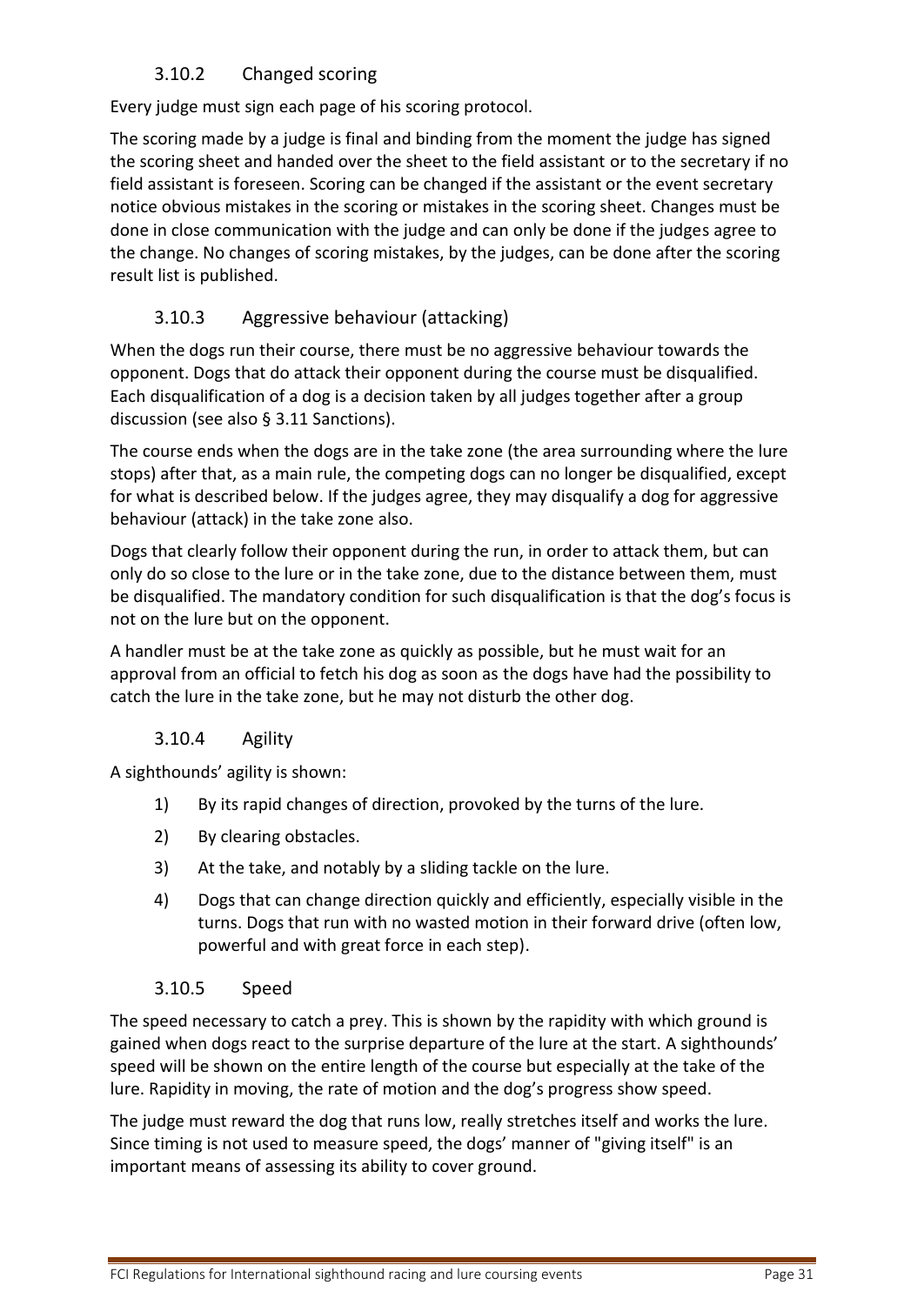### 3.10.2 Changed scoring

Every judge must sign each page of his scoring protocol.

The scoring made by a judge is final and binding from the moment the judge has signed the scoring sheet and handed over the sheet to the field assistant or to the secretary if no field assistant is foreseen. Scoring can be changed if the assistant or the event secretary notice obvious mistakes in the scoring or mistakes in the scoring sheet. Changes must be done in close communication with the judge and can only be done if the judges agree to the change. No changes of scoring mistakes, by the judges, can be done after the scoring result list is published.

### 3.10.3 Aggressive behaviour (attacking)

When the dogs run their course, there must be no aggressive behaviour towards the opponent. Dogs that do attack their opponent during the course must be disqualified. Each disqualification of a dog is a decision taken by all judges together after a group discussion (see also § 3.11 Sanctions).

The course ends when the dogs are in the take zone (the area surrounding where the lure stops) after that, as a main rule, the competing dogs can no longer be disqualified, except for what is described below. If the judges agree, they may disqualify a dog for aggressive behaviour (attack) in the take zone also.

Dogs that clearly follow their opponent during the run, in order to attack them, but can only do so close to the lure or in the take zone, due to the distance between them, must be disqualified. The mandatory condition for such disqualification is that the dog's focus is not on the lure but on the opponent.

A handler must be at the take zone as quickly as possible, but he must wait for an approval from an official to fetch his dog as soon as the dogs have had the possibility to catch the lure in the take zone, but he may not disturb the other dog.

### 3.10.4 Agility

A sighthounds' agility is shown:

1) By its rapid changes of direction, provoked by the turns of the lure.
2) By clearing obstacles.
3) At the take, and notably by a sliding tackle on the lure.
4) Dogs that can change direction quickly and efficiently, especially visible in the turns. Dogs that run with no wasted motion in their forward drive (often low, powerful and with great force in each step).

### 3.10.5 Speed

The speed necessary to catch a prey. This is shown by the rapidity with which ground is gained when dogs react to the surprise departure of the lure at the start. A sighthounds' speed will be shown on the entire length of the course but especially at the take of the lure. Rapidity in moving, the rate of motion and the dog's progress show speed.

The judge must reward the dog that runs low, really stretches itself and works the lure. Since timing is not used to measure speed, the dogs' manner of "giving itself" is an important means of assessing its ability to cover ground.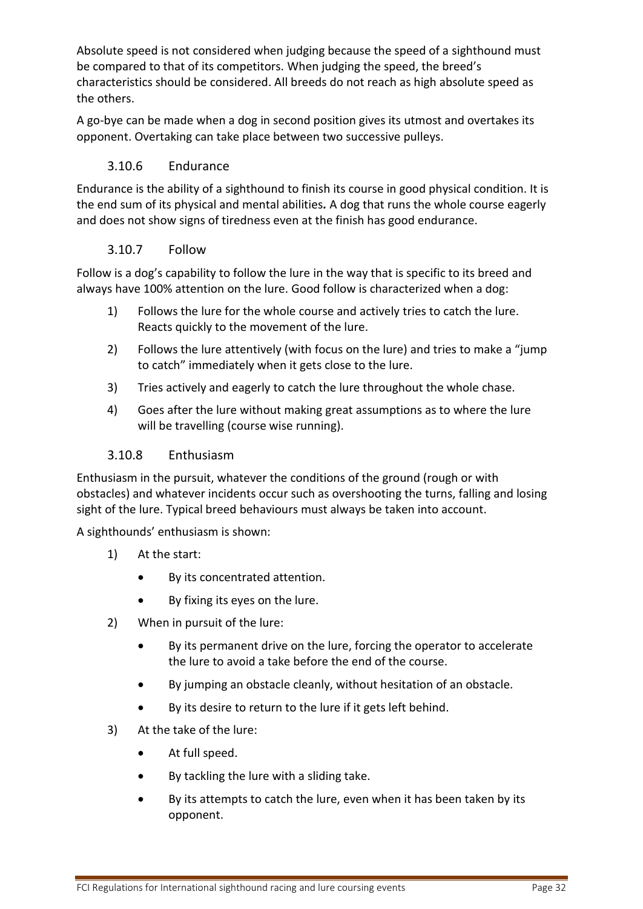Absolute speed is not considered when judging because the speed of a sighthound must be compared to that of its competitors. When judging the speed, the breed's characteristics should be considered. All breeds do not reach as high absolute speed as the others.

A go-bye can be made when a dog in second position gives its utmost and overtakes its opponent. Overtaking can take place between two successive pulleys.

### 3.10.6 Endurance

Endurance is the ability of a sighthound to finish its course in good physical condition. It is the end sum of its physical and mental abilities**.** A dog that runs the whole course eagerly and does not show signs of tiredness even at the finish has good endurance.

### 3.10.7 Follow

Follow is a dog's capability to follow the lure in the way that is specific to its breed and always have 100% attention on the lure. Good follow is characterized when a dog:

1) Follows the lure for the whole course and actively tries to catch the lure. Reacts quickly to the movement of the lure.
2) Follows the lure attentively (with focus on the lure) and tries to make a "jump to catch" immediately when it gets close to the lure.
3) Tries actively and eagerly to catch the lure throughout the whole chase.
4) Goes after the lure without making great assumptions as to where the lure will be travelling (course wise running).

### 3.10.8 Enthusiasm

Enthusiasm in the pursuit, whatever the conditions of the ground (rough or with obstacles) and whatever incidents occur such as overshooting the turns, falling and losing sight of the lure. Typical breed behaviours must always be taken into account.

A sighthounds' enthusiasm is shown:

1) At the start:
   - By its concentrated attention.
   - By fixing its eyes on the lure.
2) When in pursuit of the lure:
   - By its permanent drive on the lure, forcing the operator to accelerate the lure to avoid a take before the end of the course.
   - By jumping an obstacle cleanly, without hesitation of an obstacle.
   - By its desire to return to the lure if it gets left behind.
3) At the take of the lure:
   - At full speed.
   - By tackling the lure with a sliding take.
   - By its attempts to catch the lure, even when it has been taken by its opponent.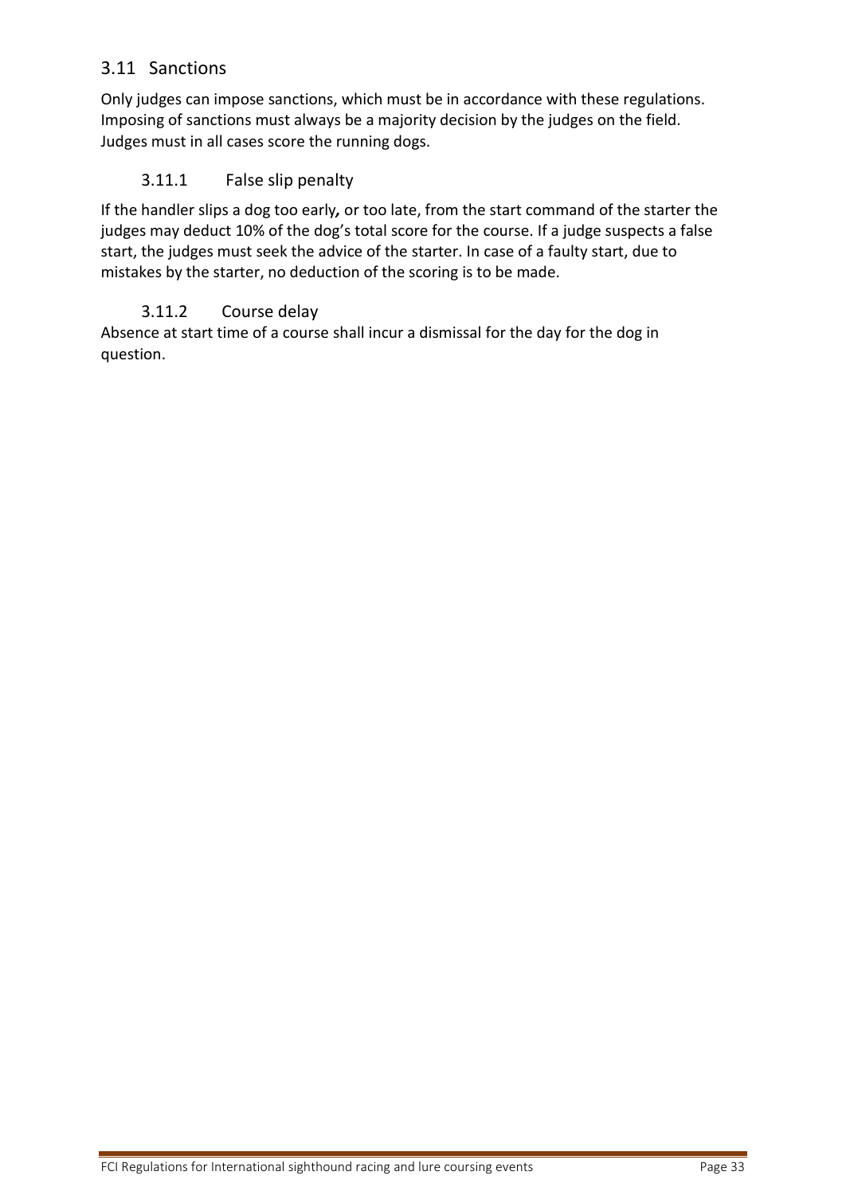## 3.11 Sanctions

Only judges can impose sanctions, which must be in accordance with these regulations. Imposing of sanctions must always be a majority decision by the judges on the field. Judges must in all cases score the running dogs.

### 3.11.1 False slip penalty

If the handler slips a dog too early*,* or too late, from the start command of the starter the judges may deduct 10% of the dog's total score for the course. If a judge suspects a false start, the judges must seek the advice of the starter. In case of a faulty start, due to mistakes by the starter, no deduction of the scoring is to be made.

### 3.11.2 Course delay

Absence at start time of a course shall incur a dismissal for the day for the dog in question.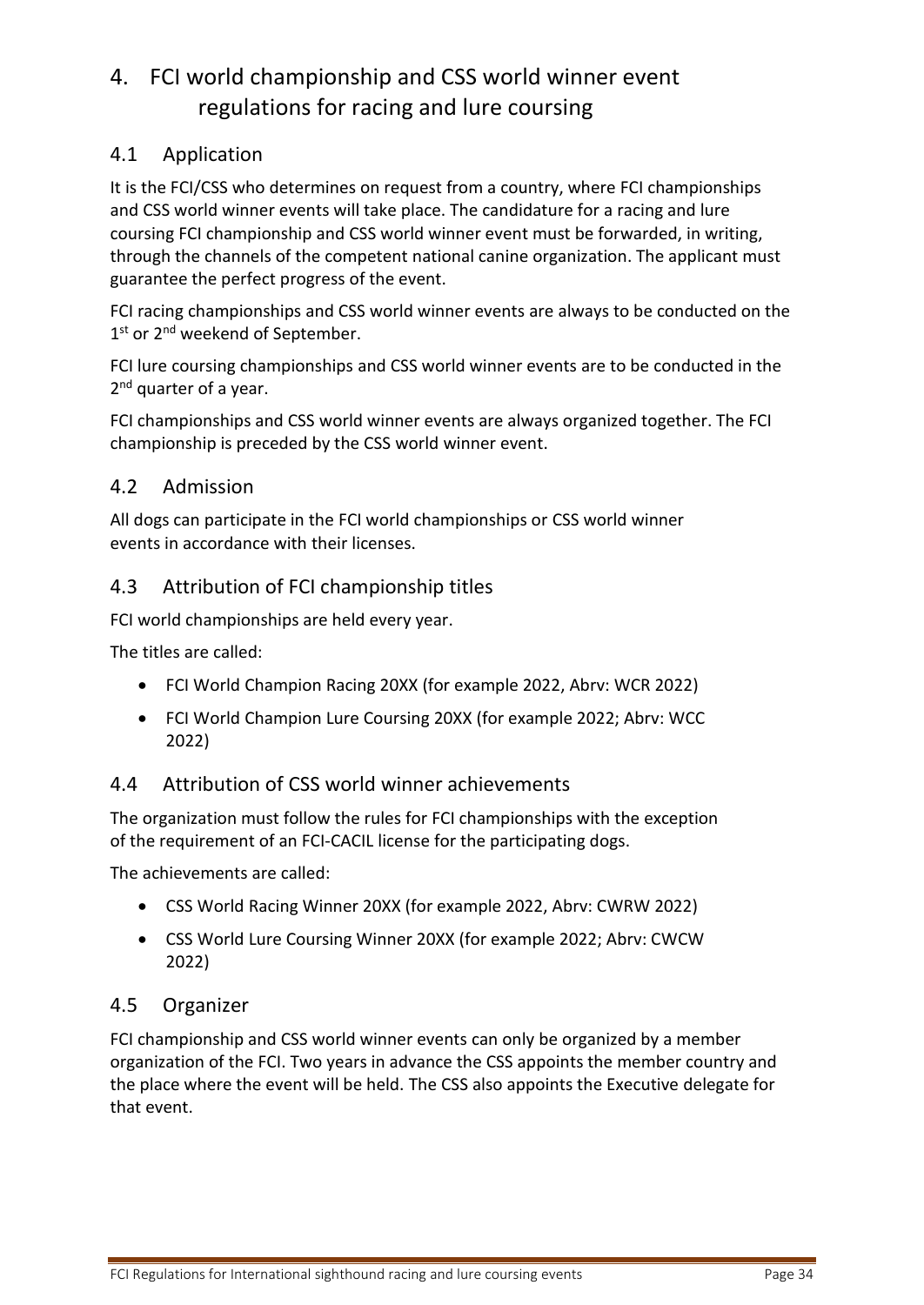# 4. FCI world championship and CSS world winner event regulations for racing and lure coursing

## 4.1 Application

It is the FCI/CSS who determines on request from a country, where FCI championships and CSS world winner events will take place. The candidature for a racing and lure coursing FCI championship and CSS world winner event must be forwarded, in writing, through the channels of the competent national canine organization. The applicant must guarantee the perfect progress of the event.

FCI racing championships and CSS world winner events are always to be conducted on the 1st or 2nd weekend of September.

FCI lure coursing championships and CSS world winner events are to be conducted in the 2nd quarter of a year.

FCI championships and CSS world winner events are always organized together. The FCI championship is preceded by the CSS world winner event.

## 4.2 Admission

All dogs can participate in the FCI world championships or CSS world winner events in accordance with their licenses.

## 4.3 Attribution of FCI championship titles

FCI world championships are held every year.

The titles are called:

- FCI World Champion Racing 20XX (for example 2022, Abrv: WCR 2022)
- FCI World Champion Lure Coursing 20XX (for example 2022; Abrv: WCC 2022)

## 4.4 Attribution of CSS world winner achievements

The organization must follow the rules for FCI championships with the exception of the requirement of an FCI-CACIL license for the participating dogs.

The achievements are called:

- CSS World Racing Winner 20XX (for example 2022, Abrv: CWRW 2022)
- CSS World Lure Coursing Winner 20XX (for example 2022; Abrv: CWCW 2022)

## 4.5 Organizer

FCI championship and CSS world winner events can only be organized by a member organization of the FCI. Two years in advance the CSS appoints the member country and the place where the event will be held. The CSS also appoints the Executive delegate for that event.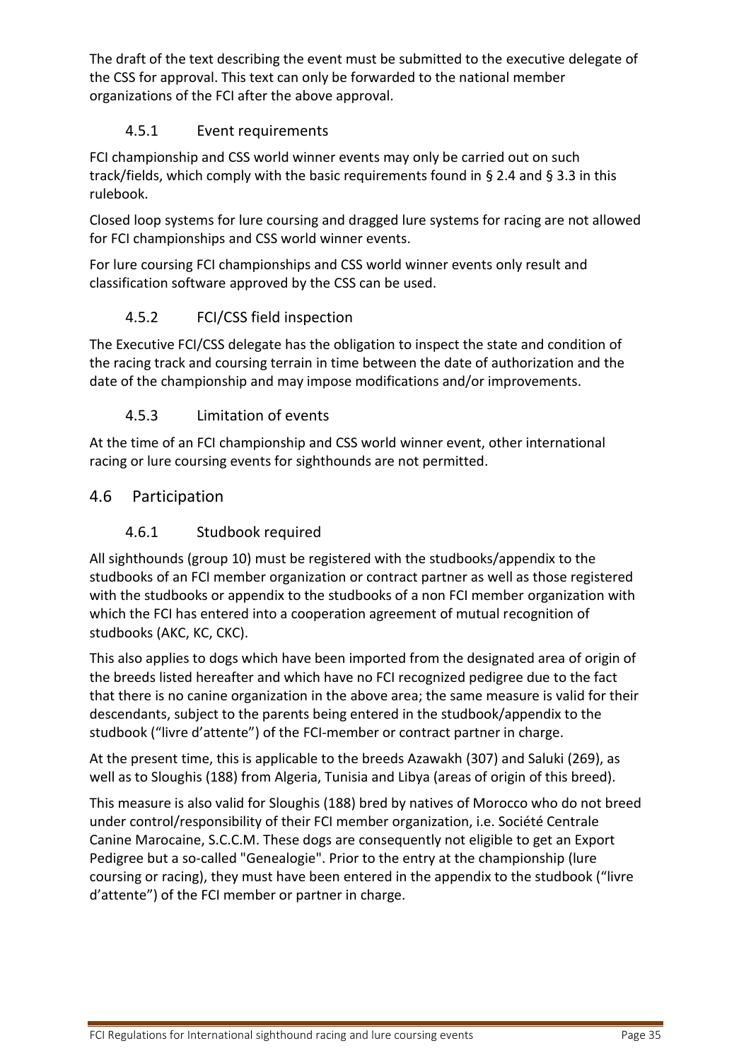The draft of the text describing the event must be submitted to the executive delegate of the CSS for approval. This text can only be forwarded to the national member organizations of the FCI after the above approval.

### 4.5.1 Event requirements

FCI championship and CSS world winner events may only be carried out on such track/fields, which comply with the basic requirements found in § 2.4 and § 3.3 in this rulebook.

Closed loop systems for lure coursing and dragged lure systems for racing are not allowed for FCI championships and CSS world winner events.

For lure coursing FCI championships and CSS world winner events only result and classification software approved by the CSS can be used.

### 4.5.2 FCI/CSS field inspection

The Executive FCI/CSS delegate has the obligation to inspect the state and condition of the racing track and coursing terrain in time between the date of authorization and the date of the championship and may impose modifications and/or improvements.

### 4.5.3 Limitation of events

At the time of an FCI championship and CSS world winner event, other international racing or lure coursing events for sighthounds are not permitted.

## 4.6 Participation

### 4.6.1 Studbook required

All sighthounds (group 10) must be registered with the studbooks/appendix to the studbooks of an FCI member organization or contract partner as well as those registered with the studbooks or appendix to the studbooks of a non FCI member organization with which the FCI has entered into a cooperation agreement of mutual recognition of studbooks (AKC, KC, CKC).

This also applies to dogs which have been imported from the designated area of origin of the breeds listed hereafter and which have no FCI recognized pedigree due to the fact that there is no canine organization in the above area; the same measure is valid for their descendants, subject to the parents being entered in the studbook/appendix to the studbook ("livre d'attente") of the FCI-member or contract partner in charge.

At the present time, this is applicable to the breeds Azawakh (307) and Saluki (269), as well as to Sloughis (188) from Algeria, Tunisia and Libya (areas of origin of this breed).

This measure is also valid for Sloughis (188) bred by natives of Morocco who do not breed under control/responsibility of their FCI member organization, i.e. Société Centrale Canine Marocaine, S.C.C.M. These dogs are consequently not eligible to get an Export Pedigree but a so-called "Genealogie". Prior to the entry at the championship (lure coursing or racing), they must have been entered in the appendix to the studbook ("livre d'attente") of the FCI member or partner in charge.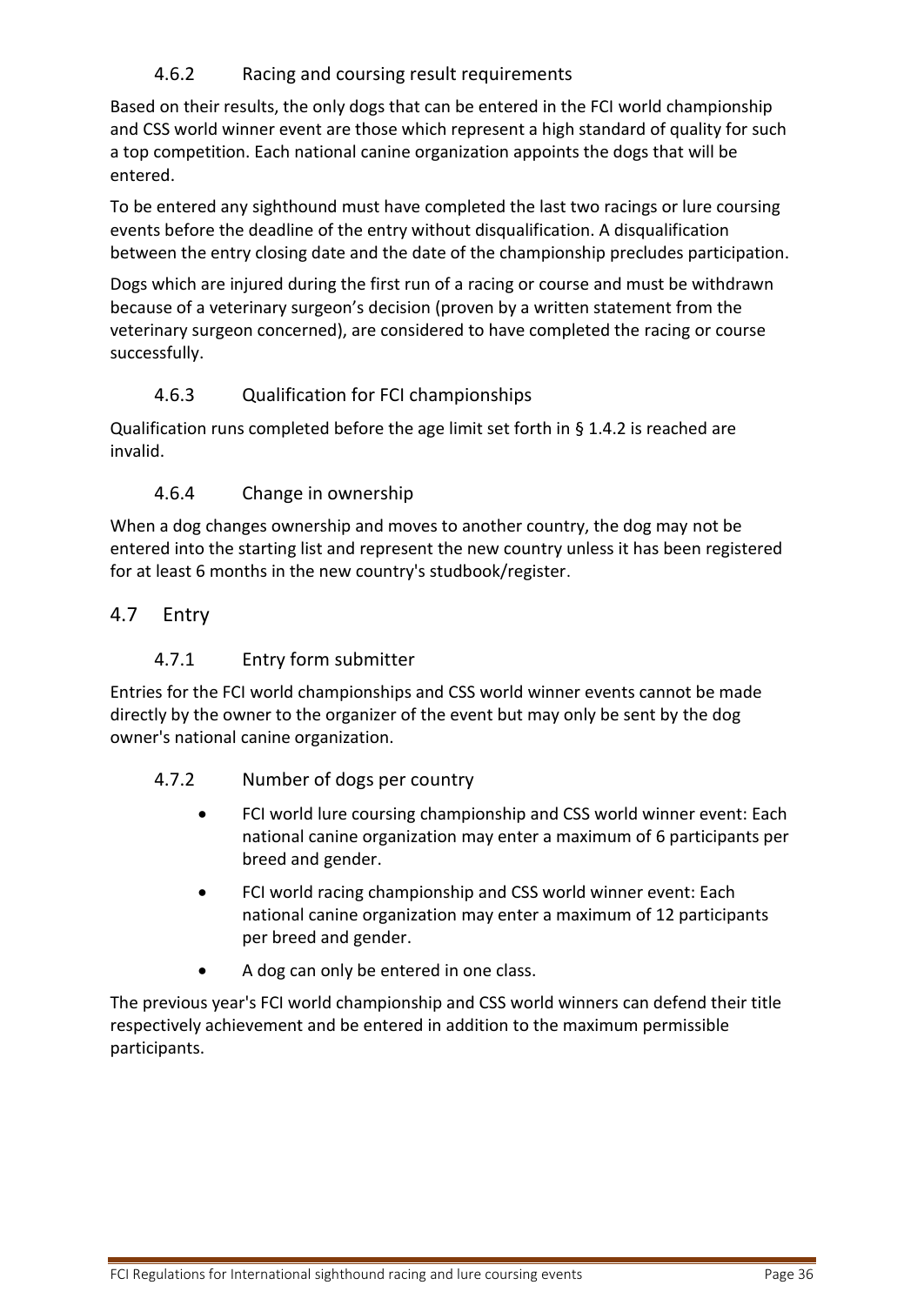#### 4.6.2 Racing and coursing result requirements

Based on their results, the only dogs that can be entered in the FCI world championship and CSS world winner event are those which represent a high standard of quality for such a top competition. Each national canine organization appoints the dogs that will be entered.

To be entered any sighthound must have completed the last two racings or lure coursing events before the deadline of the entry without disqualification. A disqualification between the entry closing date and the date of the championship precludes participation.

Dogs which are injured during the first run of a racing or course and must be withdrawn because of a veterinary surgeon's decision (proven by a written statement from the veterinary surgeon concerned), are considered to have completed the racing or course successfully.

#### 4.6.3 Qualification for FCI championships

Qualification runs completed before the age limit set forth in § 1.4.2 is reached are invalid.

#### 4.6.4 Change in ownership

When a dog changes ownership and moves to another country, the dog may not be entered into the starting list and represent the new country unless it has been registered for at least 6 months in the new country's studbook/register.

### 4.7 Entry

#### 4.7.1 Entry form submitter

Entries for the FCI world championships and CSS world winner events cannot be made directly by the owner to the organizer of the event but may only be sent by the dog owner's national canine organization.

#### 4.7.2 Number of dogs per country

- FCI world lure coursing championship and CSS world winner event: Each national canine organization may enter a maximum of 6 participants per breed and gender.
- FCI world racing championship and CSS world winner event: Each national canine organization may enter a maximum of 12 participants per breed and gender.
- A dog can only be entered in one class.

The previous year's FCI world championship and CSS world winners can defend their title respectively achievement and be entered in addition to the maximum permissible participants.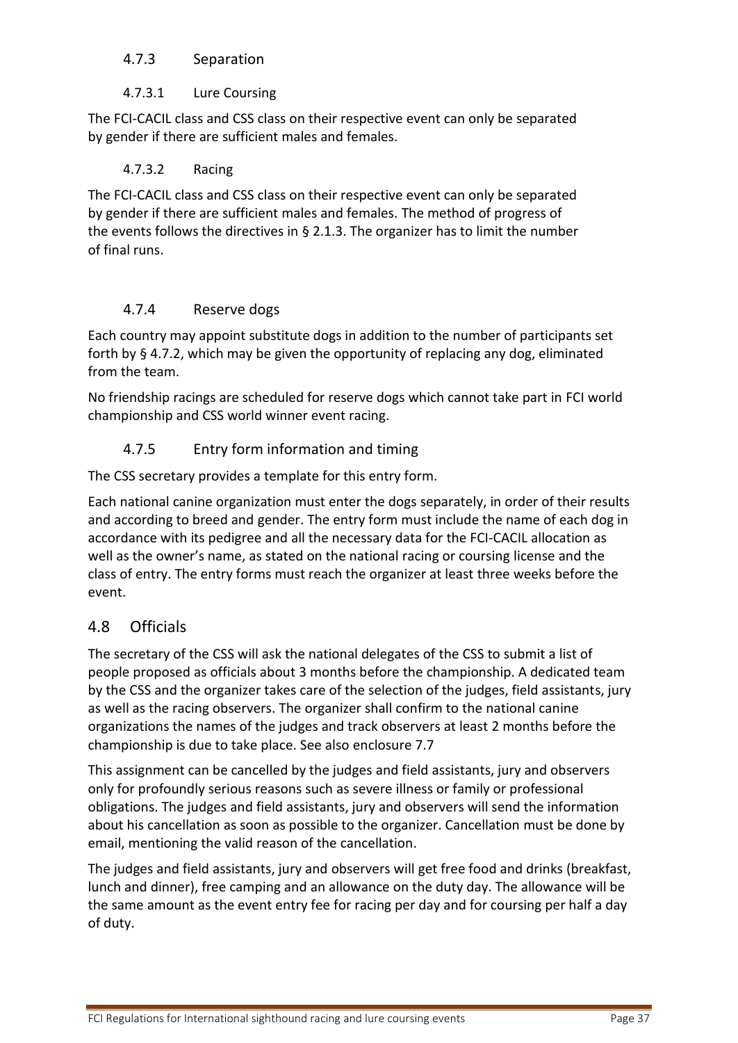#### 4.7.3 Separation

##### 4.7.3.1 Lure Coursing

The FCI-CACIL class and CSS class on their respective event can only be separated by gender if there are sufficient males and females.

##### 4.7.3.2 Racing

The FCI-CACIL class and CSS class on their respective event can only be separated by gender if there are sufficient males and females. The method of progress of the events follows the directives in § 2.1.3. The organizer has to limit the number of final runs.

#### 4.7.4 Reserve dogs

Each country may appoint substitute dogs in addition to the number of participants set forth by § 4.7.2, which may be given the opportunity of replacing any dog, eliminated from the team.

No friendship racings are scheduled for reserve dogs which cannot take part in FCI world championship and CSS world winner event racing.

#### 4.7.5 Entry form information and timing

The CSS secretary provides a template for this entry form.

Each national canine organization must enter the dogs separately, in order of their results and according to breed and gender. The entry form must include the name of each dog in accordance with its pedigree and all the necessary data for the FCI-CACIL allocation as well as the owner's name, as stated on the national racing or coursing license and the class of entry. The entry forms must reach the organizer at least three weeks before the event.

### 4.8 Officials

The secretary of the CSS will ask the national delegates of the CSS to submit a list of people proposed as officials about 3 months before the championship. A dedicated team by the CSS and the organizer takes care of the selection of the judges, field assistants, jury as well as the racing observers. The organizer shall confirm to the national canine organizations the names of the judges and track observers at least 2 months before the championship is due to take place. See also enclosure 7.7

This assignment can be cancelled by the judges and field assistants, jury and observers only for profoundly serious reasons such as severe illness or family or professional obligations. The judges and field assistants, jury and observers will send the information about his cancellation as soon as possible to the organizer. Cancellation must be done by email, mentioning the valid reason of the cancellation.

The judges and field assistants, jury and observers will get free food and drinks (breakfast, lunch and dinner), free camping and an allowance on the duty day. The allowance will be the same amount as the event entry fee for racing per day and for coursing per half a day of duty.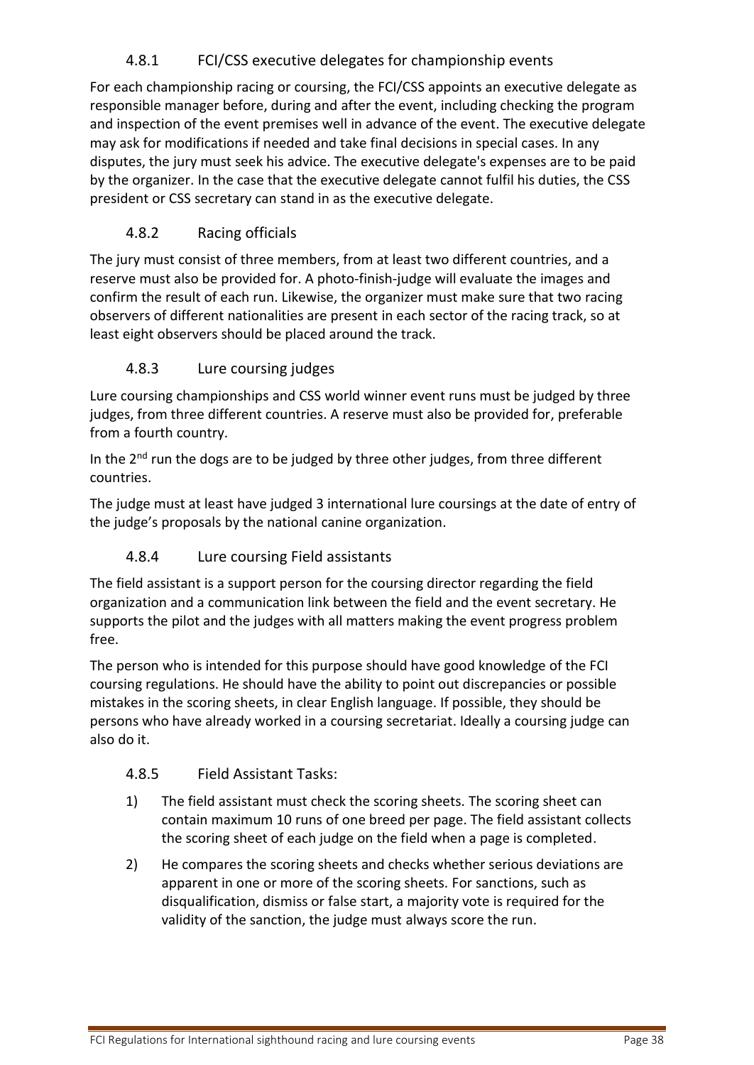### 4.8.1 FCI/CSS executive delegates for championship events

For each championship racing or coursing, the FCI/CSS appoints an executive delegate as responsible manager before, during and after the event, including checking the program and inspection of the event premises well in advance of the event. The executive delegate may ask for modifications if needed and take final decisions in special cases. In any disputes, the jury must seek his advice. The executive delegate's expenses are to be paid by the organizer. In the case that the executive delegate cannot fulfil his duties, the CSS president or CSS secretary can stand in as the executive delegate.

### 4.8.2 Racing officials

The jury must consist of three members, from at least two different countries, and a reserve must also be provided for. A photo-finish-judge will evaluate the images and confirm the result of each run. Likewise, the organizer must make sure that two racing observers of different nationalities are present in each sector of the racing track, so at least eight observers should be placed around the track.

### 4.8.3 Lure coursing judges

Lure coursing championships and CSS world winner event runs must be judged by three judges, from three different countries. A reserve must also be provided for, preferable from a fourth country.

In the 2nd run the dogs are to be judged by three other judges, from three different countries.

The judge must at least have judged 3 international lure coursings at the date of entry of the judge's proposals by the national canine organization.

### 4.8.4 Lure coursing Field assistants

The field assistant is a support person for the coursing director regarding the field organization and a communication link between the field and the event secretary. He supports the pilot and the judges with all matters making the event progress problem free.

The person who is intended for this purpose should have good knowledge of the FCI coursing regulations. He should have the ability to point out discrepancies or possible mistakes in the scoring sheets, in clear English language. If possible, they should be persons who have already worked in a coursing secretariat. Ideally a coursing judge can also do it.

### 4.8.5 Field Assistant Tasks:

1) The field assistant must check the scoring sheets. The scoring sheet can contain maximum 10 runs of one breed per page. The field assistant collects the scoring sheet of each judge on the field when a page is completed.

2) He compares the scoring sheets and checks whether serious deviations are apparent in one or more of the scoring sheets. For sanctions, such as disqualification, dismiss or false start, a majority vote is required for the validity of the sanction, the judge must always score the run.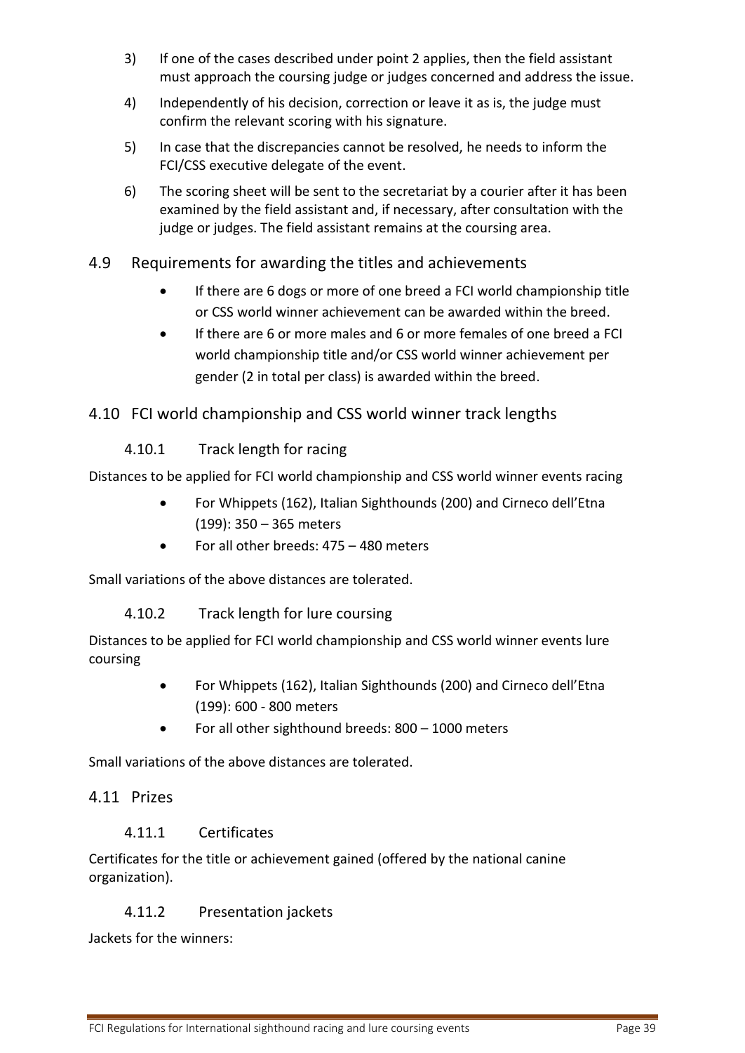3) If one of the cases described under point 2 applies, then the field assistant must approach the coursing judge or judges concerned and address the issue.

4) Independently of his decision, correction or leave it as is, the judge must confirm the relevant scoring with his signature.

5) In case that the discrepancies cannot be resolved, he needs to inform the FCI/CSS executive delegate of the event.

6) The scoring sheet will be sent to the secretariat by a courier after it has been examined by the field assistant and, if necessary, after consultation with the judge or judges. The field assistant remains at the coursing area.

## 4.9 Requirements for awarding the titles and achievements

- If there are 6 dogs or more of one breed a FCI world championship title or CSS world winner achievement can be awarded within the breed.
- If there are 6 or more males and 6 or more females of one breed a FCI world championship title and/or CSS world winner achievement per gender (2 in total per class) is awarded within the breed.

## 4.10 FCI world championship and CSS world winner track lengths

### 4.10.1 Track length for racing

Distances to be applied for FCI world championship and CSS world winner events racing

- For Whippets (162), Italian Sighthounds (200) and Cirneco dell'Etna (199): 350 – 365 meters
- For all other breeds: 475 – 480 meters

Small variations of the above distances are tolerated.

### 4.10.2 Track length for lure coursing

Distances to be applied for FCI world championship and CSS world winner events lure coursing

- For Whippets (162), Italian Sighthounds (200) and Cirneco dell'Etna (199): 600 - 800 meters
- For all other sighthound breeds: 800 – 1000 meters

Small variations of the above distances are tolerated.

## 4.11 Prizes

### 4.11.1 Certificates

Certificates for the title or achievement gained (offered by the national canine organization).

### 4.11.2 Presentation jackets

Jackets for the winners: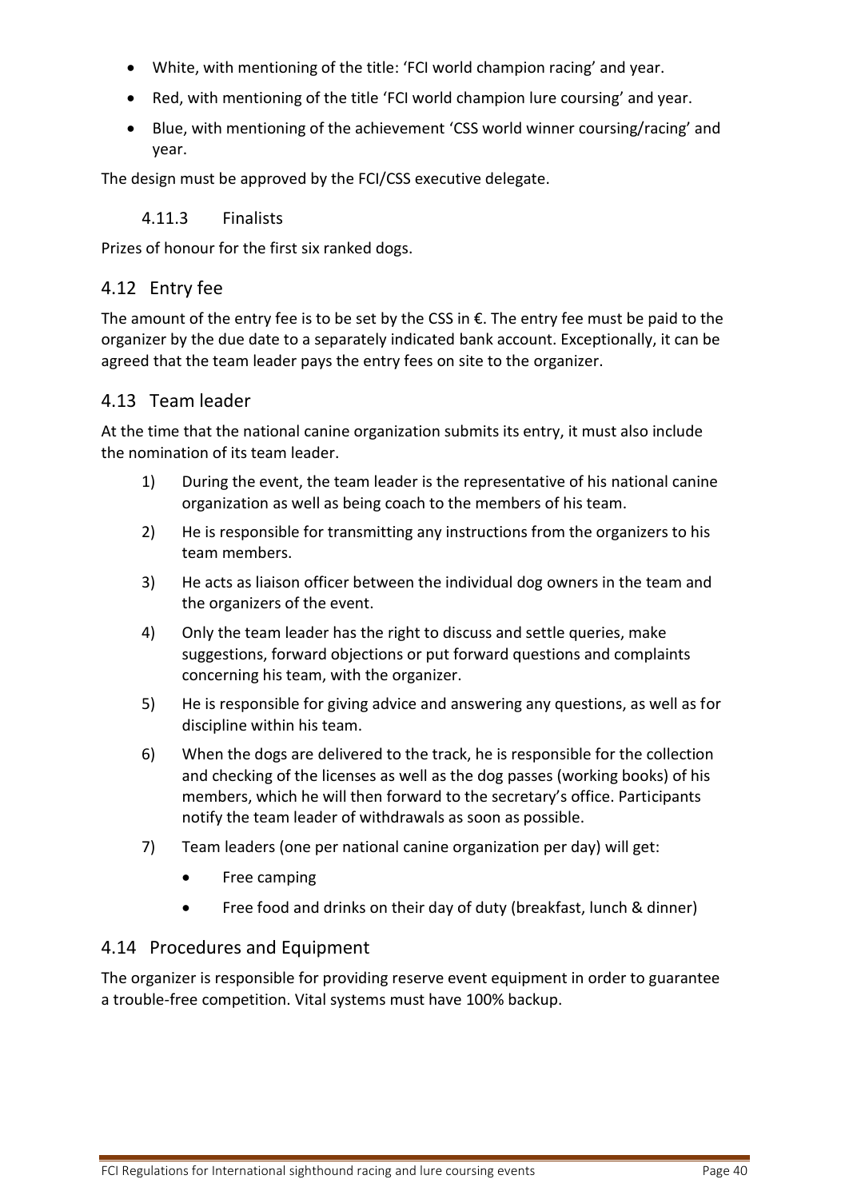- White, with mentioning of the title: ‘FCI world champion racing’ and year.
- Red, with mentioning of the title ‘FCI world champion lure coursing’ and year.
- Blue, with mentioning of the achievement ‘CSS world winner coursing/racing’ and year.

The design must be approved by the FCI/CSS executive delegate.

#### 4.11.3 Finalists

Prizes of honour for the first six ranked dogs.

### 4.12 Entry fee

The amount of the entry fee is to be set by the CSS in €. The entry fee must be paid to the organizer by the due date to a separately indicated bank account. Exceptionally, it can be agreed that the team leader pays the entry fees on site to the organizer.

### 4.13 Team leader

At the time that the national canine organization submits its entry, it must also include the nomination of its team leader.

1) During the event, the team leader is the representative of his national canine organization as well as being coach to the members of his team.
2) He is responsible for transmitting any instructions from the organizers to his team members.
3) He acts as liaison officer between the individual dog owners in the team and the organizers of the event.
4) Only the team leader has the right to discuss and settle queries, make suggestions, forward objections or put forward questions and complaints concerning his team, with the organizer.
5) He is responsible for giving advice and answering any questions, as well as for discipline within his team.
6) When the dogs are delivered to the track, he is responsible for the collection and checking of the licenses as well as the dog passes (working books) of his members, which he will then forward to the secretary’s office. Participants notify the team leader of withdrawals as soon as possible.
7) Team leaders (one per national canine organization per day) will get:
   - Free camping
   - Free food and drinks on their day of duty (breakfast, lunch & dinner)

### 4.14 Procedures and Equipment

The organizer is responsible for providing reserve event equipment in order to guarantee a trouble-free competition. Vital systems must have 100% backup.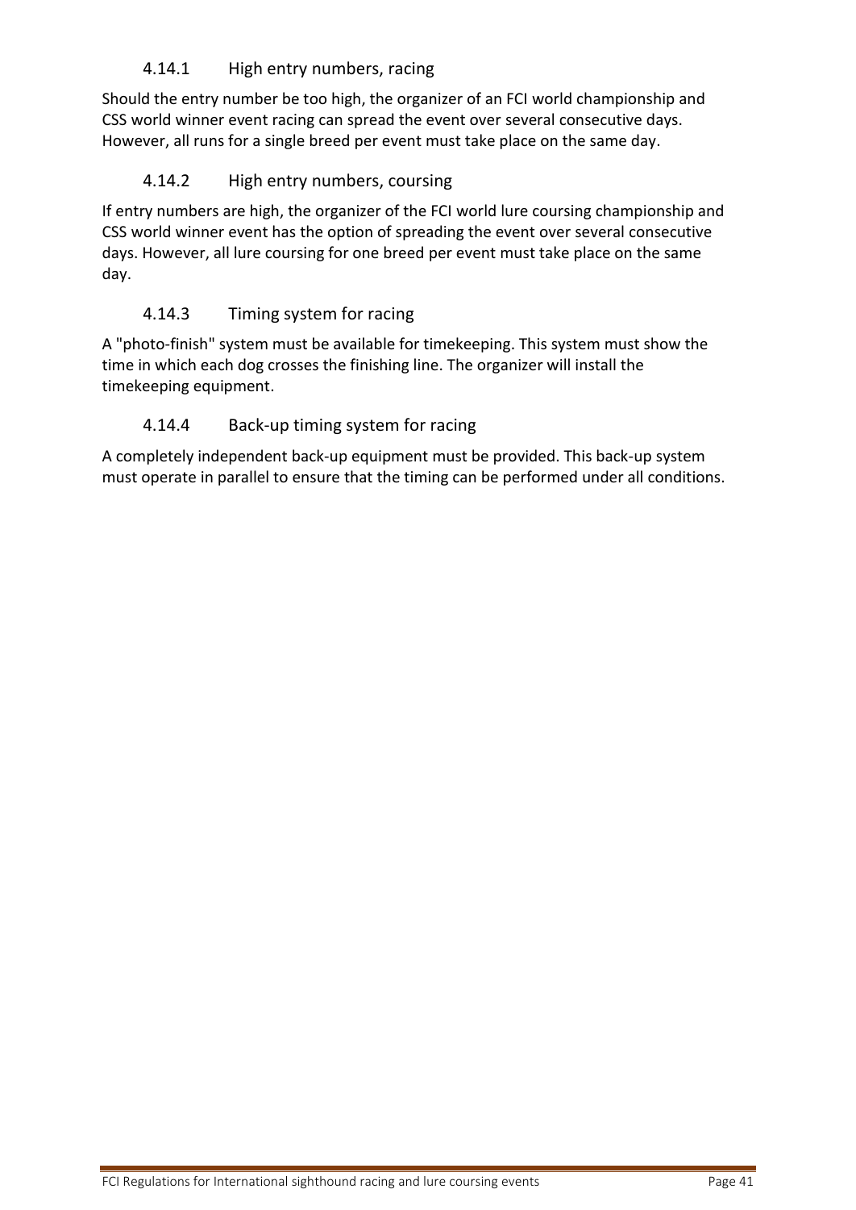#### 4.14.1 High entry numbers, racing

Should the entry number be too high, the organizer of an FCI world championship and CSS world winner event racing can spread the event over several consecutive days. However, all runs for a single breed per event must take place on the same day.

#### 4.14.2 High entry numbers, coursing

If entry numbers are high, the organizer of the FCI world lure coursing championship and CSS world winner event has the option of spreading the event over several consecutive days. However, all lure coursing for one breed per event must take place on the same day.

#### 4.14.3 Timing system for racing

A "photo-finish" system must be available for timekeeping. This system must show the time in which each dog crosses the finishing line. The organizer will install the timekeeping equipment.

#### 4.14.4 Back-up timing system for racing

A completely independent back-up equipment must be provided. This back-up system must operate in parallel to ensure that the timing can be performed under all conditions.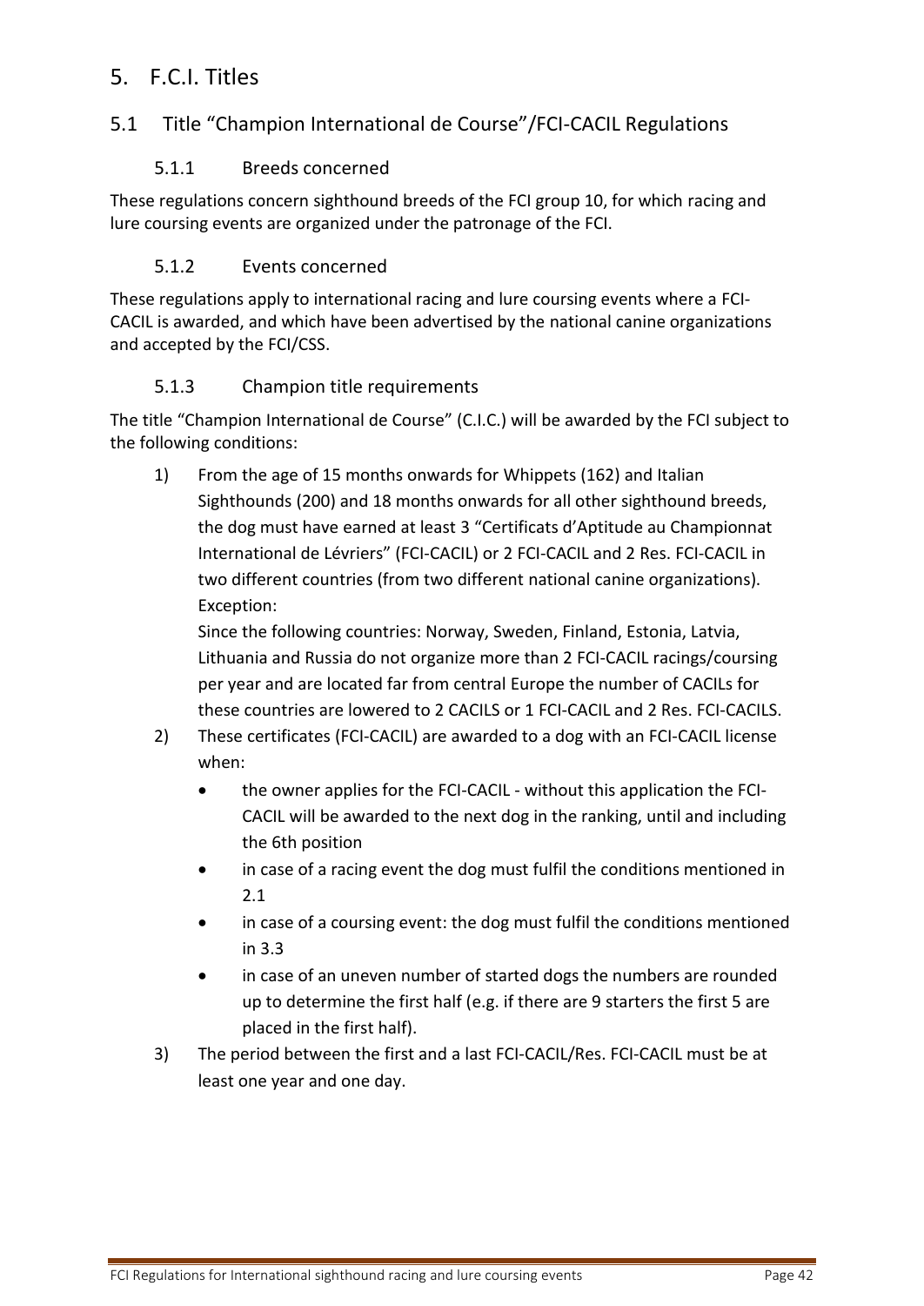# 5. F.C.I. Titles

## 5.1 Title "Champion International de Course"/FCI-CACIL Regulations

### 5.1.1 Breeds concerned

These regulations concern sighthound breeds of the FCI group 10, for which racing and lure coursing events are organized under the patronage of the FCI.

### 5.1.2 Events concerned

These regulations apply to international racing and lure coursing events where a FCI-CACIL is awarded, and which have been advertised by the national canine organizations and accepted by the FCI/CSS.

### 5.1.3 Champion title requirements

The title "Champion International de Course" (C.I.C.) will be awarded by the FCI subject to the following conditions:

1) From the age of 15 months onwards for Whippets (162) and Italian Sighthounds (200) and 18 months onwards for all other sighthound breeds, the dog must have earned at least 3 "Certificats d'Aptitude au Championnat International de Lévriers" (FCI-CACIL) or 2 FCI-CACIL and 2 Res. FCI-CACIL in two different countries (from two different national canine organizations).
   Exception:
   Since the following countries: Norway, Sweden, Finland, Estonia, Latvia, Lithuania and Russia do not organize more than 2 FCI-CACIL racings/coursing per year and are located far from central Europe the number of CACILs for these countries are lowered to 2 CACILS or 1 FCI-CACIL and 2 Res. FCI-CACILS.
2) These certificates (FCI-CACIL) are awarded to a dog with an FCI-CACIL license when:
   - the owner applies for the FCI-CACIL - without this application the FCI-CACIL will be awarded to the next dog in the ranking, until and including the 6th position
   - in case of a racing event the dog must fulfil the conditions mentioned in 2.1
   - in case of a coursing event: the dog must fulfil the conditions mentioned in 3.3
   - in case of an uneven number of started dogs the numbers are rounded up to determine the first half (e.g. if there are 9 starters the first 5 are placed in the first half).
3) The period between the first and a last FCI-CACIL/Res. FCI-CACIL must be at least one year and one day.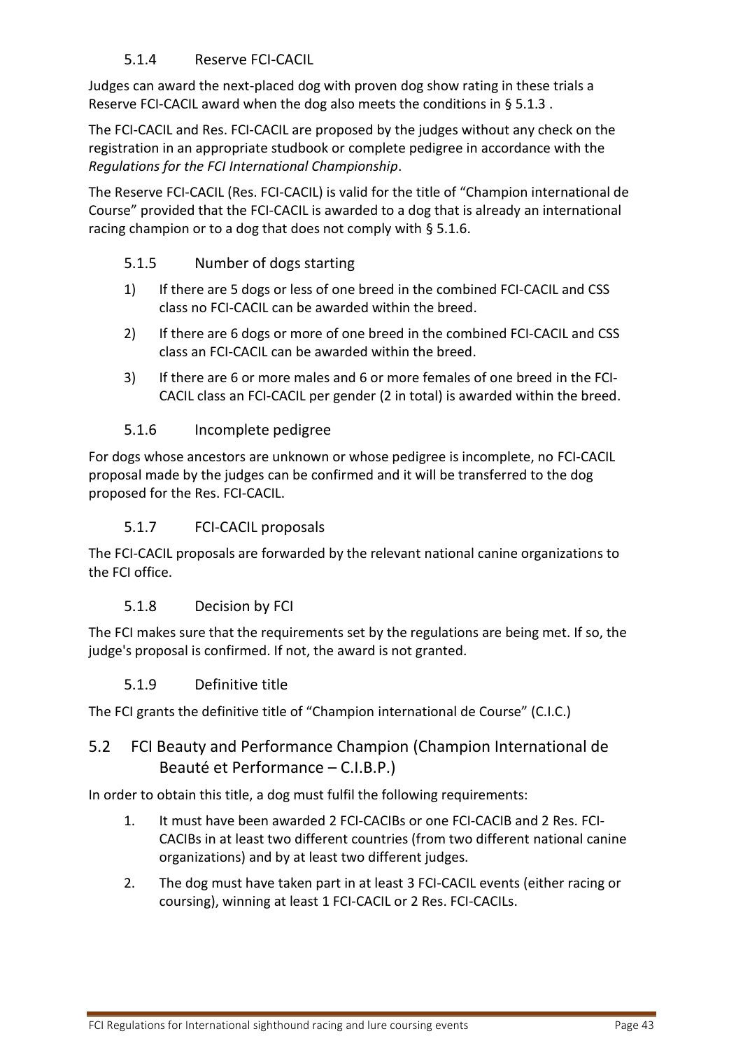### 5.1.4 Reserve FCI-CACIL

Judges can award the next-placed dog with proven dog show rating in these trials a Reserve FCI-CACIL award when the dog also meets the conditions in § 5.1.3 .

The FCI-CACIL and Res. FCI-CACIL are proposed by the judges without any check on the registration in an appropriate studbook or complete pedigree in accordance with the *Regulations for the FCI International Championship*.

The Reserve FCI-CACIL (Res. FCI-CACIL) is valid for the title of "Champion international de Course" provided that the FCI-CACIL is awarded to a dog that is already an international racing champion or to a dog that does not comply with § 5.1.6.

### 5.1.5 Number of dogs starting

1) If there are 5 dogs or less of one breed in the combined FCI-CACIL and CSS class no FCI-CACIL can be awarded within the breed.
2) If there are 6 dogs or more of one breed in the combined FCI-CACIL and CSS class an FCI-CACIL can be awarded within the breed.
3) If there are 6 or more males and 6 or more females of one breed in the FCI-CACIL class an FCI-CACIL per gender (2 in total) is awarded within the breed.

### 5.1.6 Incomplete pedigree

For dogs whose ancestors are unknown or whose pedigree is incomplete, no FCI-CACIL proposal made by the judges can be confirmed and it will be transferred to the dog proposed for the Res. FCI-CACIL.

### 5.1.7 FCI-CACIL proposals

The FCI-CACIL proposals are forwarded by the relevant national canine organizations to the FCI office.

### 5.1.8 Decision by FCI

The FCI makes sure that the requirements set by the regulations are being met. If so, the judge's proposal is confirmed. If not, the award is not granted.

### 5.1.9 Definitive title

The FCI grants the definitive title of "Champion international de Course" (C.I.C.)

## 5.2 FCI Beauty and Performance Champion (Champion International de Beauté et Performance – C.I.B.P.)

In order to obtain this title, a dog must fulfil the following requirements:

1. It must have been awarded 2 FCI-CACIBs or one FCI-CACIB and 2 Res. FCI-CACIBs in at least two different countries (from two different national canine organizations) and by at least two different judges.
2. The dog must have taken part in at least 3 FCI-CACIL events (either racing or coursing), winning at least 1 FCI-CACIL or 2 Res. FCI-CACILs.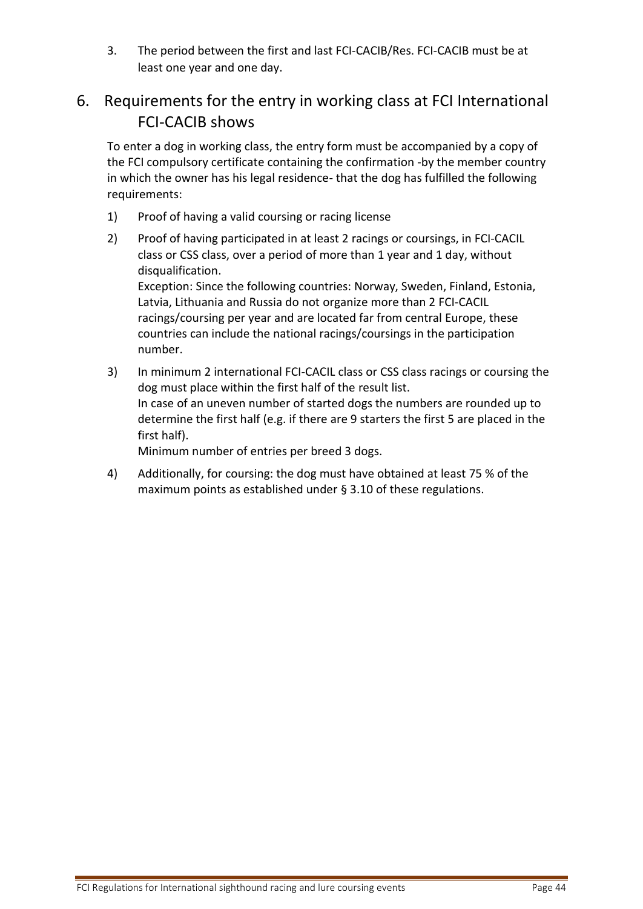3. The period between the first and last FCI-CACIB/Res. FCI-CACIB must be at least one year and one day.

## 6. Requirements for the entry in working class at FCI International FCI-CACIB shows

To enter a dog in working class, the entry form must be accompanied by a copy of the FCI compulsory certificate containing the confirmation -by the member country in which the owner has his legal residence- that the dog has fulfilled the following requirements:

1) Proof of having a valid coursing or racing license

2) Proof of having participated in at least 2 racings or coursings, in FCI-CACIL class or CSS class, over a period of more than 1 year and 1 day, without disqualification.
   Exception: Since the following countries: Norway, Sweden, Finland, Estonia, Latvia, Lithuania and Russia do not organize more than 2 FCI-CACIL racings/coursing per year and are located far from central Europe, these countries can include the national racings/coursings in the participation number.

3) In minimum 2 international FCI-CACIL class or CSS class racings or coursing the dog must place within the first half of the result list.
   In case of an uneven number of started dogs the numbers are rounded up to determine the first half (e.g. if there are 9 starters the first 5 are placed in the first half).
   Minimum number of entries per breed 3 dogs.

4) Additionally, for coursing: the dog must have obtained at least 75 % of the maximum points as established under § 3.10 of these regulations.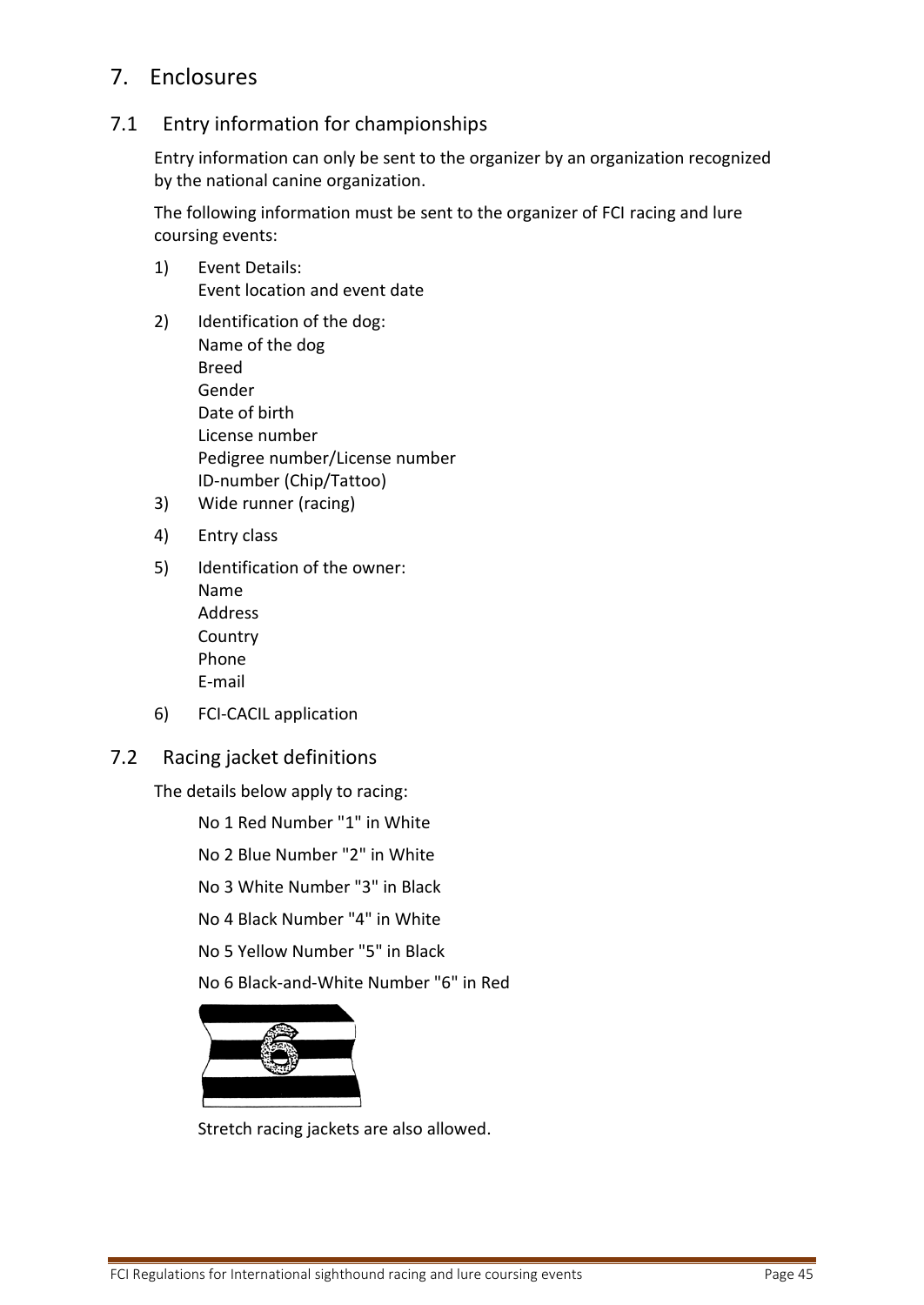# 7. Enclosures

## 7.1 Entry information for championships

Entry information can only be sent to the organizer by an organization recognized by the national canine organization.

The following information must be sent to the organizer of FCI racing and lure coursing events:

1) Event Details:
   Event location and event date
2) Identification of the dog:
   Name of the dog
   Breed
   Gender
   Date of birth
   License number
   Pedigree number/License number
   ID-number (Chip/Tattoo)
3) Wide runner (racing)
4) Entry class
5) Identification of the owner:
   Name
   Address
   Country
   Phone
   E-mail
6) FCI-CACIL application

## 7.2 Racing jacket definitions

The details below apply to racing:

No 1 Red Number "1" in White

No 2 Blue Number "2" in White

No 3 White Number "3" in Black

No 4 Black Number "4" in White

No 5 Yellow Number "5" in Black

No 6 Black-and-White Number "6" in Red

Stretch racing jackets are also allowed.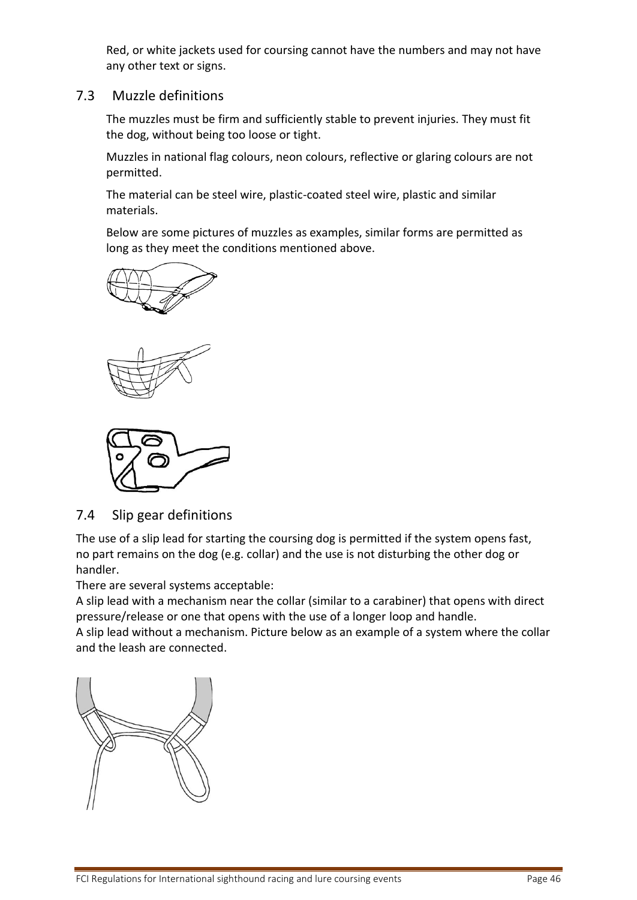Red, or white jackets used for coursing cannot have the numbers and may not have any other text or signs.

## 7.3 Muzzle definitions

The muzzles must be firm and sufficiently stable to prevent injuries. They must fit the dog, without being too loose or tight.

Muzzles in national flag colours, neon colours, reflective or glaring colours are not permitted.

The material can be steel wire, plastic-coated steel wire, plastic and similar materials.

Below are some pictures of muzzles as examples, similar forms are permitted as long as they meet the conditions mentioned above.

## 7.4 Slip gear definitions

The use of a slip lead for starting the coursing dog is permitted if the system opens fast, no part remains on the dog (e.g. collar) and the use is not disturbing the other dog or handler.

There are several systems acceptable:

A slip lead with a mechanism near the collar (similar to a carabiner) that opens with direct pressure/release or one that opens with the use of a longer loop and handle.

A slip lead without a mechanism. Picture below as an example of a system where the collar and the leash are connected.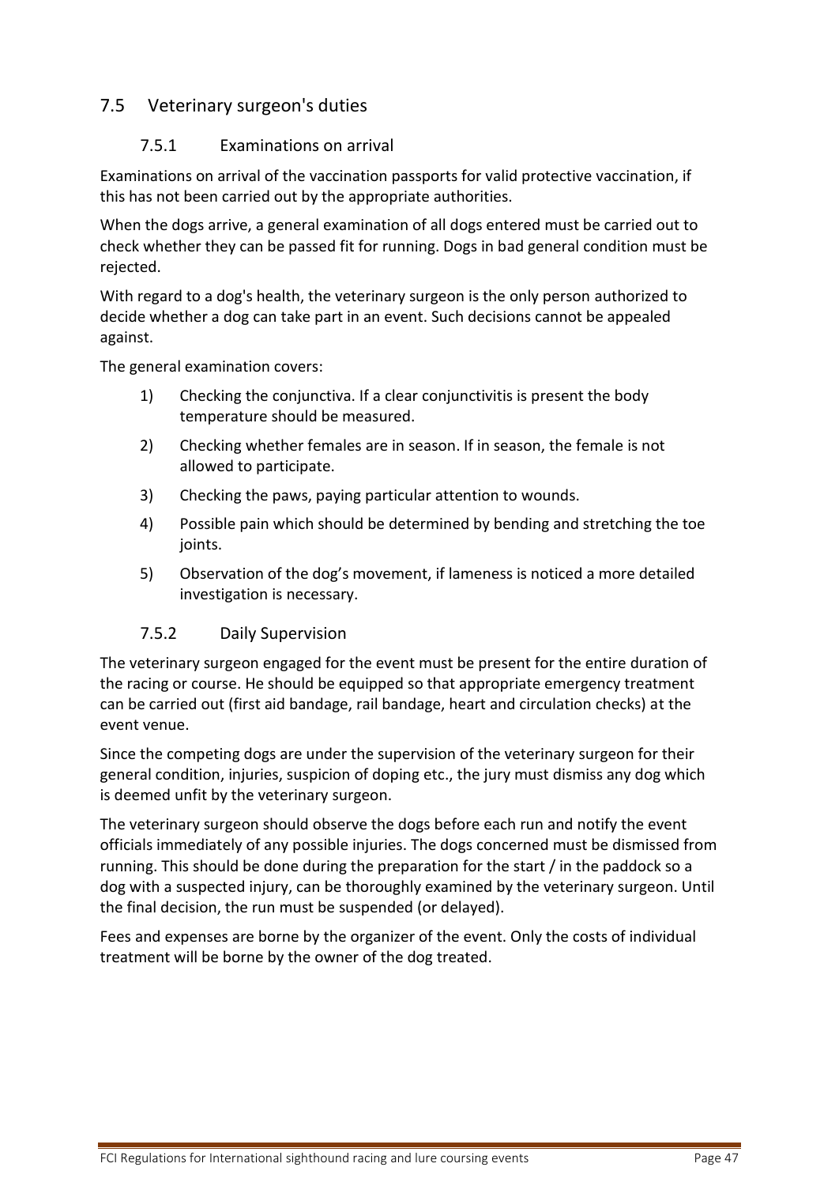## 7.5 Veterinary surgeon's duties

### 7.5.1 Examinations on arrival

Examinations on arrival of the vaccination passports for valid protective vaccination, if this has not been carried out by the appropriate authorities.

When the dogs arrive, a general examination of all dogs entered must be carried out to check whether they can be passed fit for running. Dogs in bad general condition must be rejected.

With regard to a dog's health, the veterinary surgeon is the only person authorized to decide whether a dog can take part in an event. Such decisions cannot be appealed against.

The general examination covers:

1) Checking the conjunctiva. If a clear conjunctivitis is present the body temperature should be measured.
2) Checking whether females are in season. If in season, the female is not allowed to participate.
3) Checking the paws, paying particular attention to wounds.
4) Possible pain which should be determined by bending and stretching the toe joints.
5) Observation of the dog's movement, if lameness is noticed a more detailed investigation is necessary.

### 7.5.2 Daily Supervision

The veterinary surgeon engaged for the event must be present for the entire duration of the racing or course. He should be equipped so that appropriate emergency treatment can be carried out (first aid bandage, rail bandage, heart and circulation checks) at the event venue.

Since the competing dogs are under the supervision of the veterinary surgeon for their general condition, injuries, suspicion of doping etc., the jury must dismiss any dog which is deemed unfit by the veterinary surgeon.

The veterinary surgeon should observe the dogs before each run and notify the event officials immediately of any possible injuries. The dogs concerned must be dismissed from running. This should be done during the preparation for the start / in the paddock so a dog with a suspected injury, can be thoroughly examined by the veterinary surgeon. Until the final decision, the run must be suspended (or delayed).

Fees and expenses are borne by the organizer of the event. Only the costs of individual treatment will be borne by the owner of the dog treated.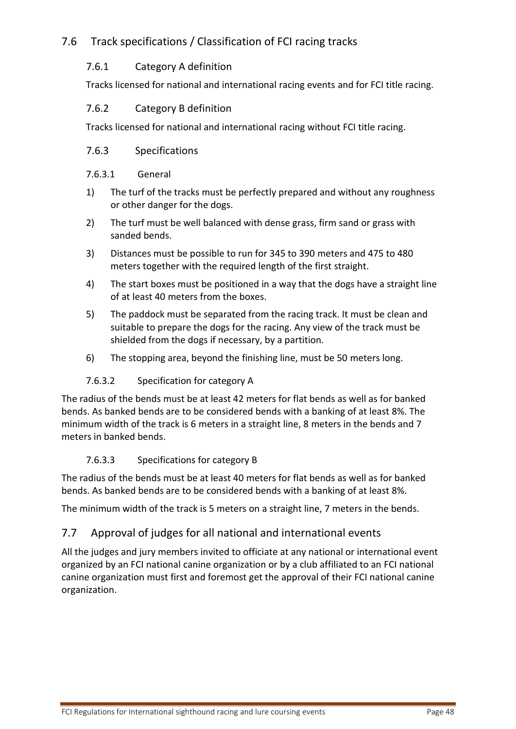## 7.6 Track specifications / Classification of FCI racing tracks

### 7.6.1 Category A definition

Tracks licensed for national and international racing events and for FCI title racing.

### 7.6.2 Category B definition

Tracks licensed for national and international racing without FCI title racing.

### 7.6.3 Specifications

#### 7.6.3.1 General

1) The turf of the tracks must be perfectly prepared and without any roughness or other danger for the dogs.
2) The turf must be well balanced with dense grass, firm sand or grass with sanded bends.
3) Distances must be possible to run for 345 to 390 meters and 475 to 480 meters together with the required length of the first straight.
4) The start boxes must be positioned in a way that the dogs have a straight line of at least 40 meters from the boxes.
5) The paddock must be separated from the racing track. It must be clean and suitable to prepare the dogs for the racing. Any view of the track must be shielded from the dogs if necessary, by a partition.
6) The stopping area, beyond the finishing line, must be 50 meters long.

#### 7.6.3.2 Specification for category A

The radius of the bends must be at least 42 meters for flat bends as well as for banked bends. As banked bends are to be considered bends with a banking of at least 8%. The minimum width of the track is 6 meters in a straight line, 8 meters in the bends and 7 meters in banked bends.

#### 7.6.3.3 Specifications for category B

The radius of the bends must be at least 40 meters for flat bends as well as for banked bends. As banked bends are to be considered bends with a banking of at least 8%.

The minimum width of the track is 5 meters on a straight line, 7 meters in the bends.

## 7.7 Approval of judges for all national and international events

All the judges and jury members invited to officiate at any national or international event organized by an FCI national canine organization or by a club affiliated to an FCI national canine organization must first and foremost get the approval of their FCI national canine organization.